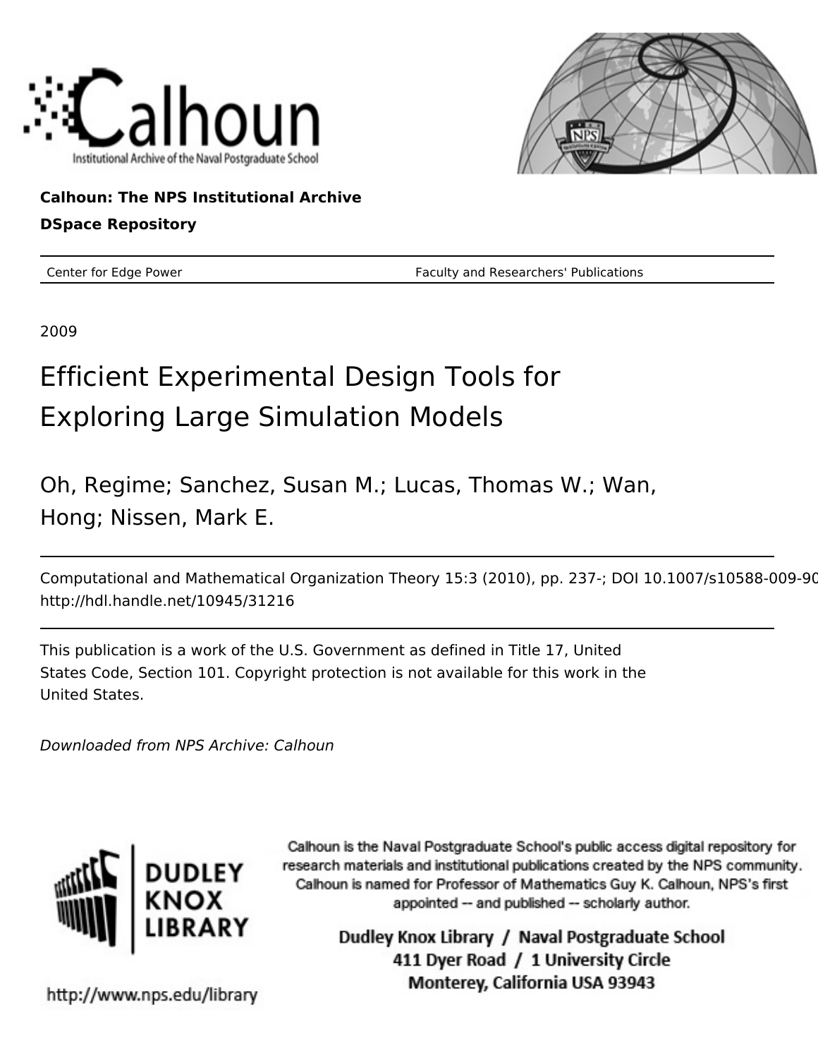Calhoun: The NPS Institutional Archive

DSpace Repository

| Center for Edge Power | Faculty and Researchers' Publications |
|---|---|

2009

# Efficient Experimental Design Tools for Exploring Large Simulation Models

Oh, Regime; Sanchez, Susan M.; Lucas, Thomas W.; Wan, Hong; Nissen, Mark E.

Computational and Mathematical Organization Theory 15:3 (2010), pp. 237-; DOI 10.1007/s10588-009-90
http://hdl.handle.net/10945/31216

This publication is a work of the U.S. Government as defined in Title 17, United States Code, Section 101. Copyright protection is not available for this work in the United States.

*Downloaded from NPS Archive: Calhoun*

Calhoun is the Naval Postgraduate School's public access digital repository for research materials and institutional publications created by the NPS community. Calhoun is named for Professor of Mathematics Guy K. Calhoun, NPS's first appointed -- and published -- scholarly author.

Dudley Knox Library / Naval Postgraduate School
411 Dyer Road / 1 University Circle
Monterey, California USA 93943

http://www.nps.edu/library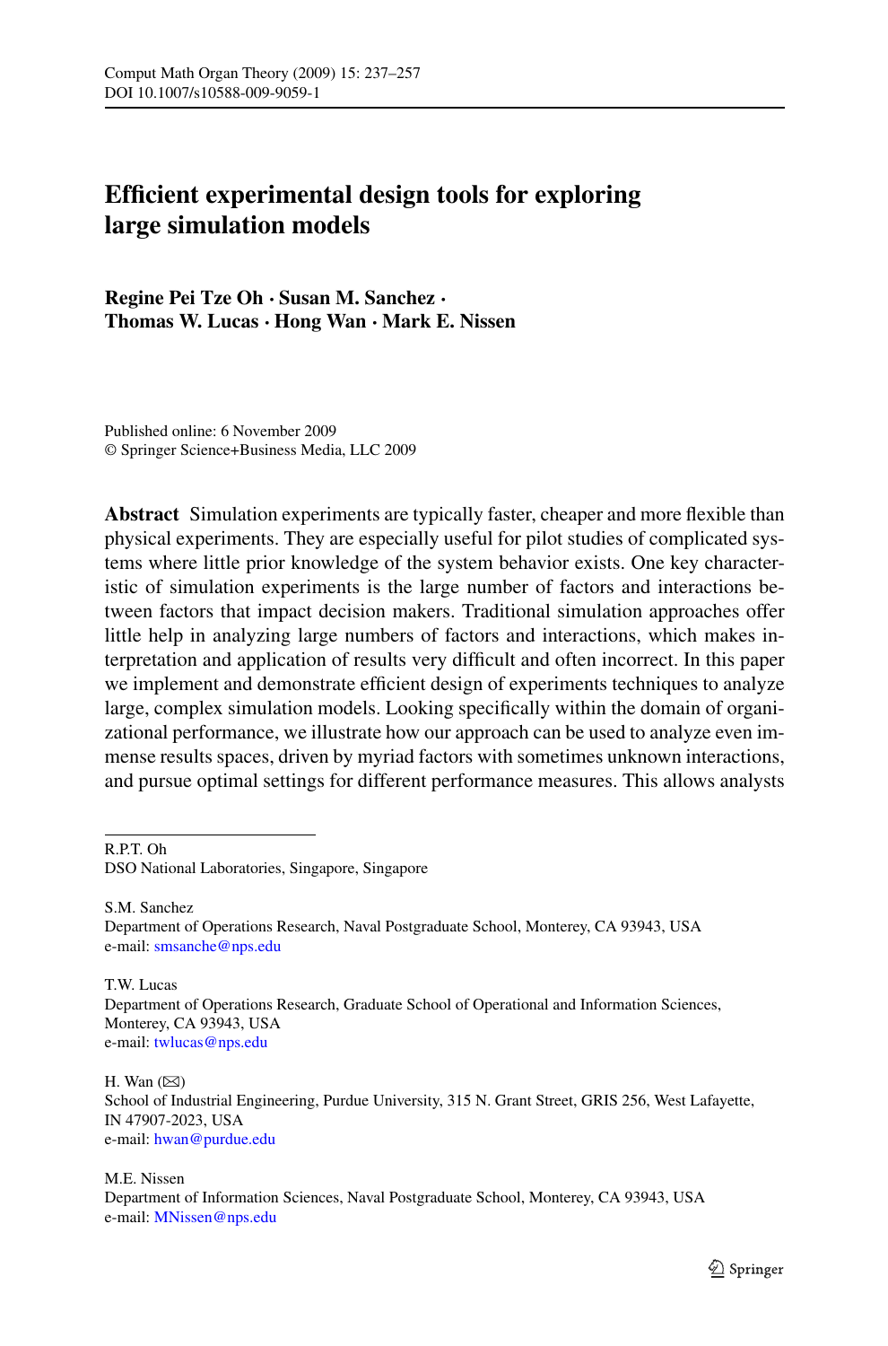# Efficient experimental design tools for exploring large simulation models

**Regine Pei Tze Oh · Susan M. Sanchez · Thomas W. Lucas · Hong Wan · Mark E. Nissen**

Published online: 6 November 2009
© Springer Science+Business Media, LLC 2009

**Abstract** Simulation experiments are typically faster, cheaper and more flexible than physical experiments. They are especially useful for pilot studies of complicated systems where little prior knowledge of the system behavior exists. One key characteristic of simulation experiments is the large number of factors and interactions between factors that impact decision makers. Traditional simulation approaches offer little help in analyzing large numbers of factors and interactions, which makes interpretation and application of results very difficult and often incorrect. In this paper we implement and demonstrate efficient design of experiments techniques to analyze large, complex simulation models. Looking specifically within the domain of organizational performance, we illustrate how our approach can be used to analyze even immense results spaces, driven by myriad factors with sometimes unknown interactions, and pursue optimal settings for different performance measures. This allows analysts

---

R.P.T. Oh
DSO National Laboratories, Singapore, Singapore

S.M. Sanchez
Department of Operations Research, Naval Postgraduate School, Monterey, CA 93943, USA
e-mail: smsanche@nps.edu

T.W. Lucas
Department of Operations Research, Graduate School of Operational and Information Sciences, Monterey, CA 93943, USA
e-mail: twlucas@nps.edu

H. Wan (✉)
School of Industrial Engineering, Purdue University, 315 N. Grant Street, GRIS 256, West Lafayette, IN 47907-2023, USA
e-mail: hwan@purdue.edu

M.E. Nissen
Department of Information Sciences, Naval Postgraduate School, Monterey, CA 93943, USA
e-mail: MNissen@nps.edu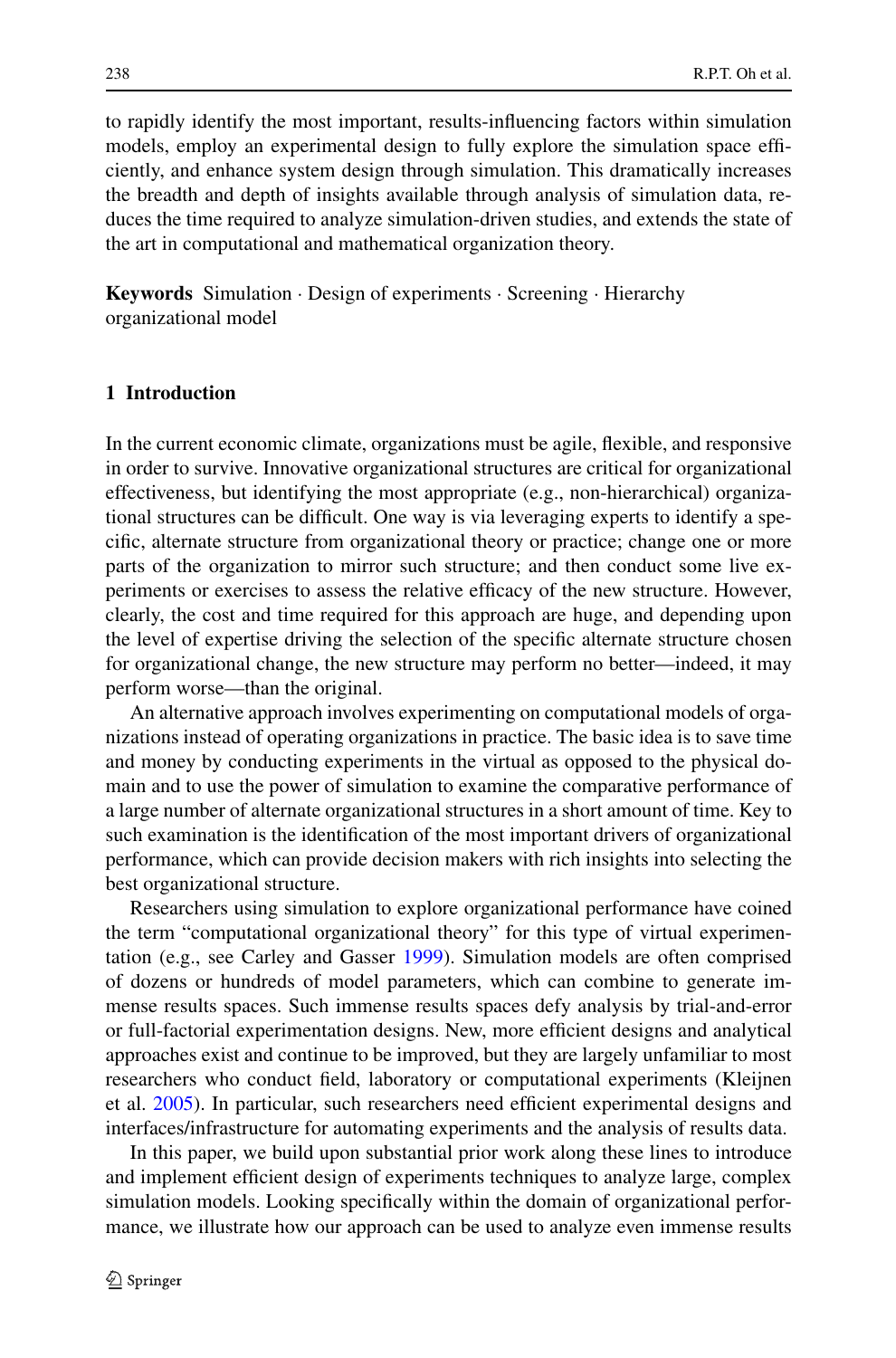to rapidly identify the most important, results-influencing factors within simulation models, employ an experimental design to fully explore the simulation space efficiently, and enhance system design through simulation. This dramatically increases the breadth and depth of insights available through analysis of simulation data, reduces the time required to analyze simulation-driven studies, and extends the state of the art in computational and mathematical organization theory.

**Keywords** Simulation · Design of experiments · Screening · Hierarchy organizational model

## 1 Introduction

In the current economic climate, organizations must be agile, flexible, and responsive in order to survive. Innovative organizational structures are critical for organizational effectiveness, but identifying the most appropriate (e.g., non-hierarchical) organizational structures can be difficult. One way is via leveraging experts to identify a specific, alternate structure from organizational theory or practice; change one or more parts of the organization to mirror such structure; and then conduct some live experiments or exercises to assess the relative efficacy of the new structure. However, clearly, the cost and time required for this approach are huge, and depending upon the level of expertise driving the selection of the specific alternate structure chosen for organizational change, the new structure may perform no better—indeed, it may perform worse—than the original.

An alternative approach involves experimenting on computational models of organizations instead of operating organizations in practice. The basic idea is to save time and money by conducting experiments in the virtual as opposed to the physical domain and to use the power of simulation to examine the comparative performance of a large number of alternate organizational structures in a short amount of time. Key to such examination is the identification of the most important drivers of organizational performance, which can provide decision makers with rich insights into selecting the best organizational structure.

Researchers using simulation to explore organizational performance have coined the term "computational organizational theory" for this type of virtual experimentation (e.g., see Carley and Gasser 1999). Simulation models are often comprised of dozens or hundreds of model parameters, which can combine to generate immense results spaces. Such immense results spaces defy analysis by trial-and-error or full-factorial experimentation designs. New, more efficient designs and analytical approaches exist and continue to be improved, but they are largely unfamiliar to most researchers who conduct field, laboratory or computational experiments (Kleijnen et al. 2005). In particular, such researchers need efficient experimental designs and interfaces/infrastructure for automating experiments and the analysis of results data.

In this paper, we build upon substantial prior work along these lines to introduce and implement efficient design of experiments techniques to analyze large, complex simulation models. Looking specifically within the domain of organizational performance, we illustrate how our approach can be used to analyze even immense results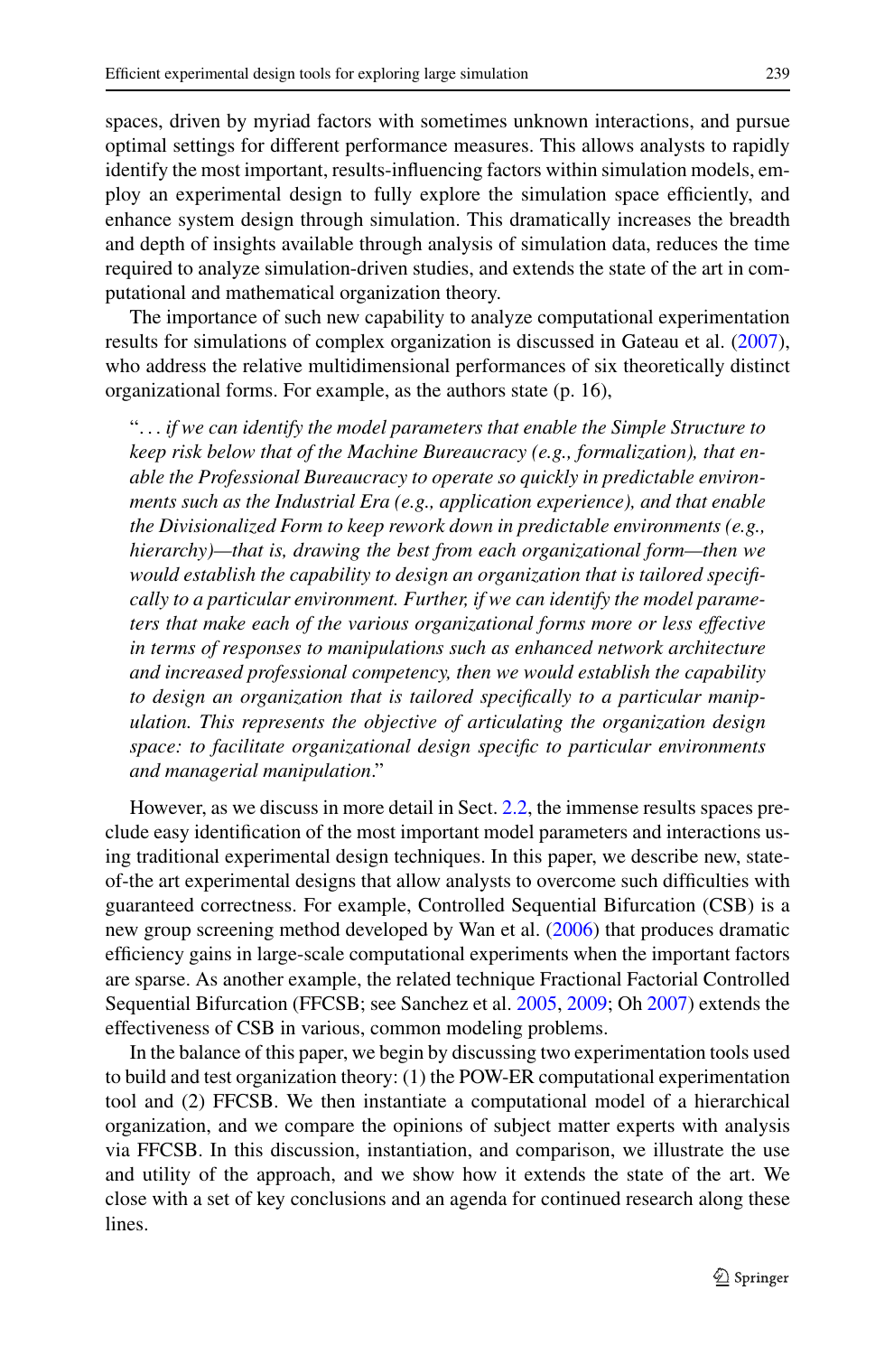spaces, driven by myriad factors with sometimes unknown interactions, and pursue optimal settings for different performance measures. This allows analysts to rapidly identify the most important, results-influencing factors within simulation models, employ an experimental design to fully explore the simulation space efficiently, and enhance system design through simulation. This dramatically increases the breadth and depth of insights available through analysis of simulation data, reduces the time required to analyze simulation-driven studies, and extends the state of the art in computational and mathematical organization theory.

The importance of such new capability to analyze computational experimentation results for simulations of complex organization is discussed in Gateau et al. (2007), who address the relative multidimensional performances of six theoretically distinct organizational forms. For example, as the authors state (p. 16),

> "*... if we can identify the model parameters that enable the Simple Structure to keep risk below that of the Machine Bureaucracy (e.g., formalization), that enable the Professional Bureaucracy to operate so quickly in predictable environments such as the Industrial Era (e.g., application experience), and that enable the Divisionalized Form to keep rework down in predictable environments (e.g., hierarchy)—that is, drawing the best from each organizational form—then we would establish the capability to design an organization that is tailored specifically to a particular environment. Further, if we can identify the model parameters that make each of the various organizational forms more or less effective in terms of responses to manipulations such as enhanced network architecture and increased professional competency, then we would establish the capability to design an organization that is tailored specifically to a particular manipulation. This represents the objective of articulating the organization design space: to facilitate organizational design specific to particular environments and managerial manipulation*."

However, as we discuss in more detail in Sect. 2.2, the immense results spaces preclude easy identification of the most important model parameters and interactions using traditional experimental design techniques. In this paper, we describe new, state-of-the art experimental designs that allow analysts to overcome such difficulties with guaranteed correctness. For example, Controlled Sequential Bifurcation (CSB) is a new group screening method developed by Wan et al. (2006) that produces dramatic efficiency gains in large-scale computational experiments when the important factors are sparse. As another example, the related technique Fractional Factorial Controlled Sequential Bifurcation (FFCSB; see Sanchez et al. 2005, 2009; Oh 2007) extends the effectiveness of CSB in various, common modeling problems.

In the balance of this paper, we begin by discussing two experimentation tools used to build and test organization theory: (1) the POW-ER computational experimentation tool and (2) FFCSB. We then instantiate a computational model of a hierarchical organization, and we compare the opinions of subject matter experts with analysis via FFCSB. In this discussion, instantiation, and comparison, we illustrate the use and utility of the approach, and we show how it extends the state of the art. We close with a set of key conclusions and an agenda for continued research along these lines.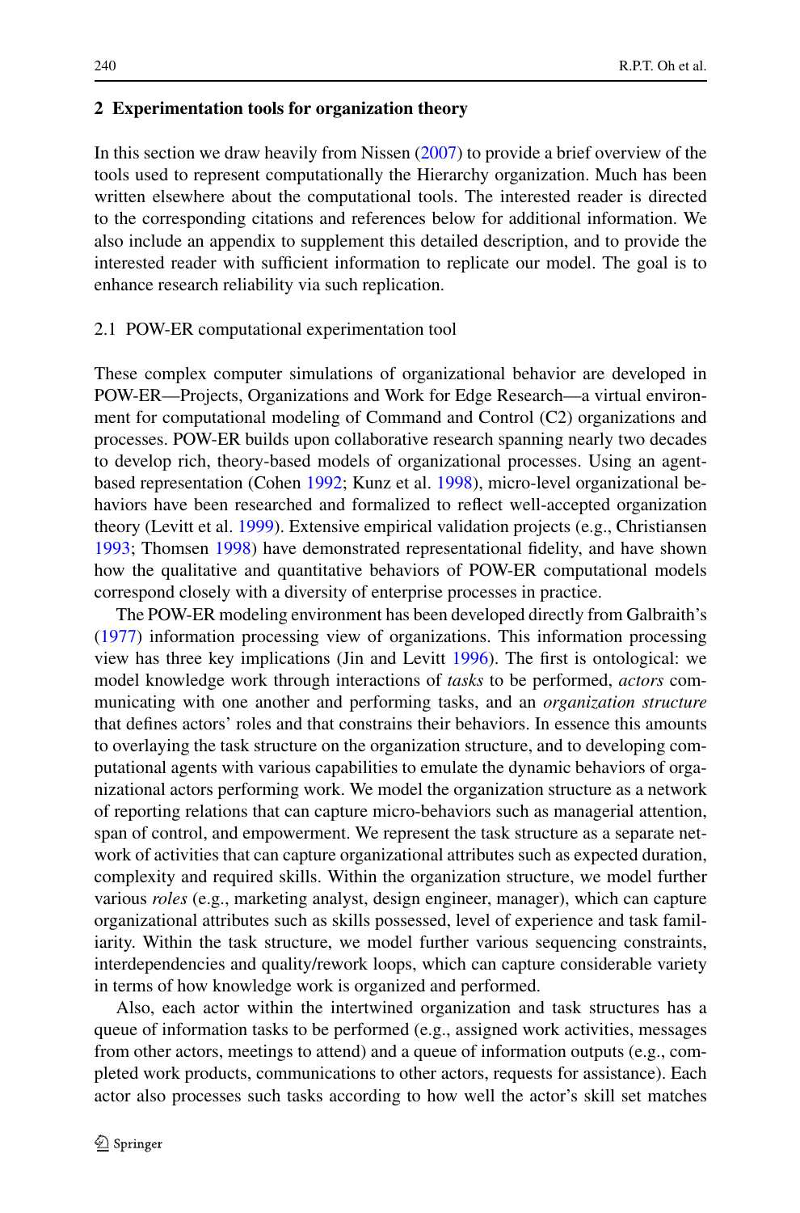## 2 Experimentation tools for organization theory

In this section we draw heavily from Nissen (2007) to provide a brief overview of the tools used to represent computationally the Hierarchy organization. Much has been written elsewhere about the computational tools. The interested reader is directed to the corresponding citations and references below for additional information. We also include an appendix to supplement this detailed description, and to provide the interested reader with sufficient information to replicate our model. The goal is to enhance research reliability via such replication.

### 2.1 POW-ER computational experimentation tool

These complex computer simulations of organizational behavior are developed in POW-ER—Projects, Organizations and Work for Edge Research—a virtual environment for computational modeling of Command and Control (C2) organizations and processes. POW-ER builds upon collaborative research spanning nearly two decades to develop rich, theory-based models of organizational processes. Using an agent-based representation (Cohen 1992; Kunz et al. 1998), micro-level organizational behaviors have been researched and formalized to reflect well-accepted organization theory (Levitt et al. 1999). Extensive empirical validation projects (e.g., Christiansen 1993; Thomsen 1998) have demonstrated representational fidelity, and have shown how the qualitative and quantitative behaviors of POW-ER computational models correspond closely with a diversity of enterprise processes in practice.

The POW-ER modeling environment has been developed directly from Galbraith's (1977) information processing view of organizations. This information processing view has three key implications (Jin and Levitt 1996). The first is ontological: we model knowledge work through interactions of *tasks* to be performed, *actors* communicating with one another and performing tasks, and an *organization structure* that defines actors' roles and that constrains their behaviors. In essence this amounts to overlaying the task structure on the organization structure, and to developing computational agents with various capabilities to emulate the dynamic behaviors of organizational actors performing work. We model the organization structure as a network of reporting relations that can capture micro-behaviors such as managerial attention, span of control, and empowerment. We represent the task structure as a separate network of activities that can capture organizational attributes such as expected duration, complexity and required skills. Within the organization structure, we model further various *roles* (e.g., marketing analyst, design engineer, manager), which can capture organizational attributes such as skills possessed, level of experience and task familiarity. Within the task structure, we model further various sequencing constraints, interdependencies and quality/rework loops, which can capture considerable variety in terms of how knowledge work is organized and performed.

Also, each actor within the intertwined organization and task structures has a queue of information tasks to be performed (e.g., assigned work activities, messages from other actors, meetings to attend) and a queue of information outputs (e.g., completed work products, communications to other actors, requests for assistance). Each actor also processes such tasks according to how well the actor's skill set matches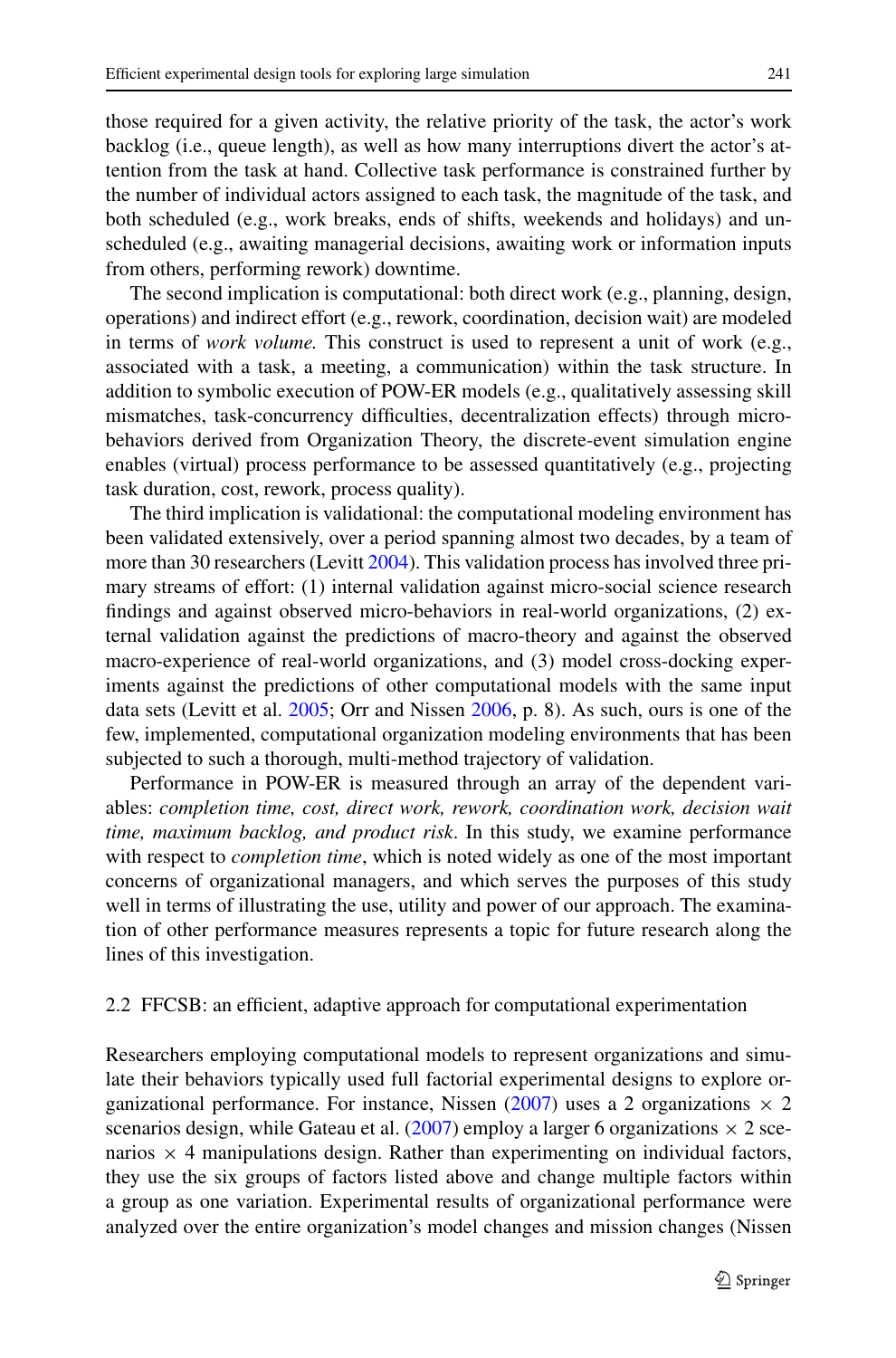those required for a given activity, the relative priority of the task, the actor's work backlog (i.e., queue length), as well as how many interruptions divert the actor's attention from the task at hand. Collective task performance is constrained further by the number of individual actors assigned to each task, the magnitude of the task, and both scheduled (e.g., work breaks, ends of shifts, weekends and holidays) and unscheduled (e.g., awaiting managerial decisions, awaiting work or information inputs from others, performing rework) downtime.

The second implication is computational: both direct work (e.g., planning, design, operations) and indirect effort (e.g., rework, coordination, decision wait) are modeled in terms of *work volume.* This construct is used to represent a unit of work (e.g., associated with a task, a meeting, a communication) within the task structure. In addition to symbolic execution of POW-ER models (e.g., qualitatively assessing skill mismatches, task-concurrency difficulties, decentralization effects) through micro-behaviors derived from Organization Theory, the discrete-event simulation engine enables (virtual) process performance to be assessed quantitatively (e.g., projecting task duration, cost, rework, process quality).

The third implication is validational: the computational modeling environment has been validated extensively, over a period spanning almost two decades, by a team of more than 30 researchers (Levitt 2004). This validation process has involved three primary streams of effort: (1) internal validation against micro-social science research findings and against observed micro-behaviors in real-world organizations, (2) external validation against the predictions of macro-theory and against the observed macro-experience of real-world organizations, and (3) model cross-docking experiments against the predictions of other computational models with the same input data sets (Levitt et al. 2005; Orr and Nissen 2006, p. 8). As such, ours is one of the few, implemented, computational organization modeling environments that has been subjected to such a thorough, multi-method trajectory of validation.

Performance in POW-ER is measured through an array of the dependent variables: *completion time, cost, direct work, rework, coordination work, decision wait time, maximum backlog, and product risk*. In this study, we examine performance with respect to *completion time*, which is noted widely as one of the most important concerns of organizational managers, and which serves the purposes of this study well in terms of illustrating the use, utility and power of our approach. The examination of other performance measures represents a topic for future research along the lines of this investigation.

### 2.2 FFCSB: an efficient, adaptive approach for computational experimentation

Researchers employing computational models to represent organizations and simulate their behaviors typically used full factorial experimental designs to explore organizational performance. For instance, Nissen (2007) uses a 2 organizations $\times$ 2 scenarios design, while Gateau et al. (2007) employ a larger 6 organizations $\times$ 2 scenarios $\times$ 4 manipulations design. Rather than experimenting on individual factors, they use the six groups of factors listed above and change multiple factors within a group as one variation. Experimental results of organizational performance were analyzed over the entire organization's model changes and mission changes (Nissen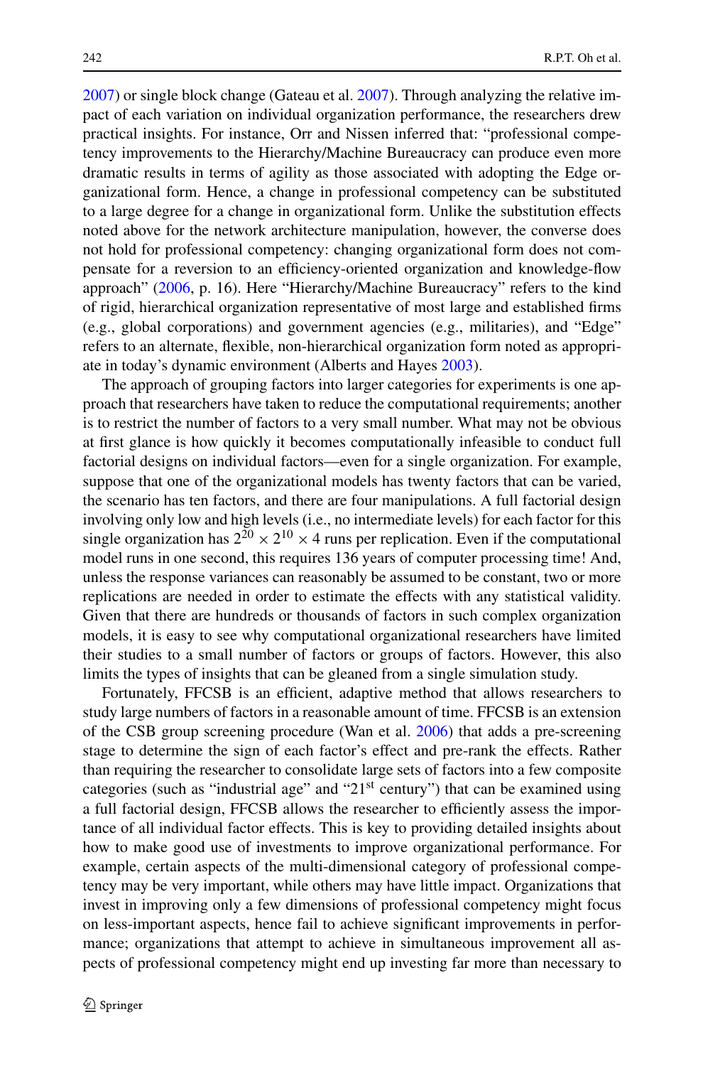2007) or single block change (Gateau et al. 2007). Through analyzing the relative impact of each variation on individual organization performance, the researchers drew practical insights. For instance, Orr and Nissen inferred that: "professional competency improvements to the Hierarchy/Machine Bureaucracy can produce even more dramatic results in terms of agility as those associated with adopting the Edge organizational form. Hence, a change in professional competency can be substituted to a large degree for a change in organizational form. Unlike the substitution effects noted above for the network architecture manipulation, however, the converse does not hold for professional competency: changing organizational form does not compensate for a reversion to an efficiency-oriented organization and knowledge-flow approach" (2006, p. 16). Here "Hierarchy/Machine Bureaucracy" refers to the kind of rigid, hierarchical organization representative of most large and established firms (e.g., global corporations) and government agencies (e.g., militaries), and "Edge" refers to an alternate, flexible, non-hierarchical organization form noted as appropriate in today's dynamic environment (Alberts and Hayes 2003).

The approach of grouping factors into larger categories for experiments is one approach that researchers have taken to reduce the computational requirements; another is to restrict the number of factors to a very small number. What may not be obvious at first glance is how quickly it becomes computationally infeasible to conduct full factorial designs on individual factors—even for a single organization. For example, suppose that one of the organizational models has twenty factors that can be varied, the scenario has ten factors, and there are four manipulations. A full factorial design involving only low and high levels (i.e., no intermediate levels) for each factor for this single organization has $2^{20} \times 2^{10} \times 4$ runs per replication. Even if the computational model runs in one second, this requires 136 years of computer processing time! And, unless the response variances can reasonably be assumed to be constant, two or more replications are needed in order to estimate the effects with any statistical validity. Given that there are hundreds or thousands of factors in such complex organization models, it is easy to see why computational organizational researchers have limited their studies to a small number of factors or groups of factors. However, this also limits the types of insights that can be gleaned from a single simulation study.

Fortunately, FFCSB is an efficient, adaptive method that allows researchers to study large numbers of factors in a reasonable amount of time. FFCSB is an extension of the CSB group screening procedure (Wan et al. 2006) that adds a pre-screening stage to determine the sign of each factor's effect and pre-rank the effects. Rather than requiring the researcher to consolidate large sets of factors into a few composite categories (such as "industrial age" and "21st century") that can be examined using a full factorial design, FFCSB allows the researcher to efficiently assess the importance of all individual factor effects. This is key to providing detailed insights about how to make good use of investments to improve organizational performance. For example, certain aspects of the multi-dimensional category of professional competency may be very important, while others may have little impact. Organizations that invest in improving only a few dimensions of professional competency might focus on less-important aspects, hence fail to achieve significant improvements in performance; organizations that attempt to achieve in simultaneous improvement all aspects of professional competency might end up investing far more than necessary to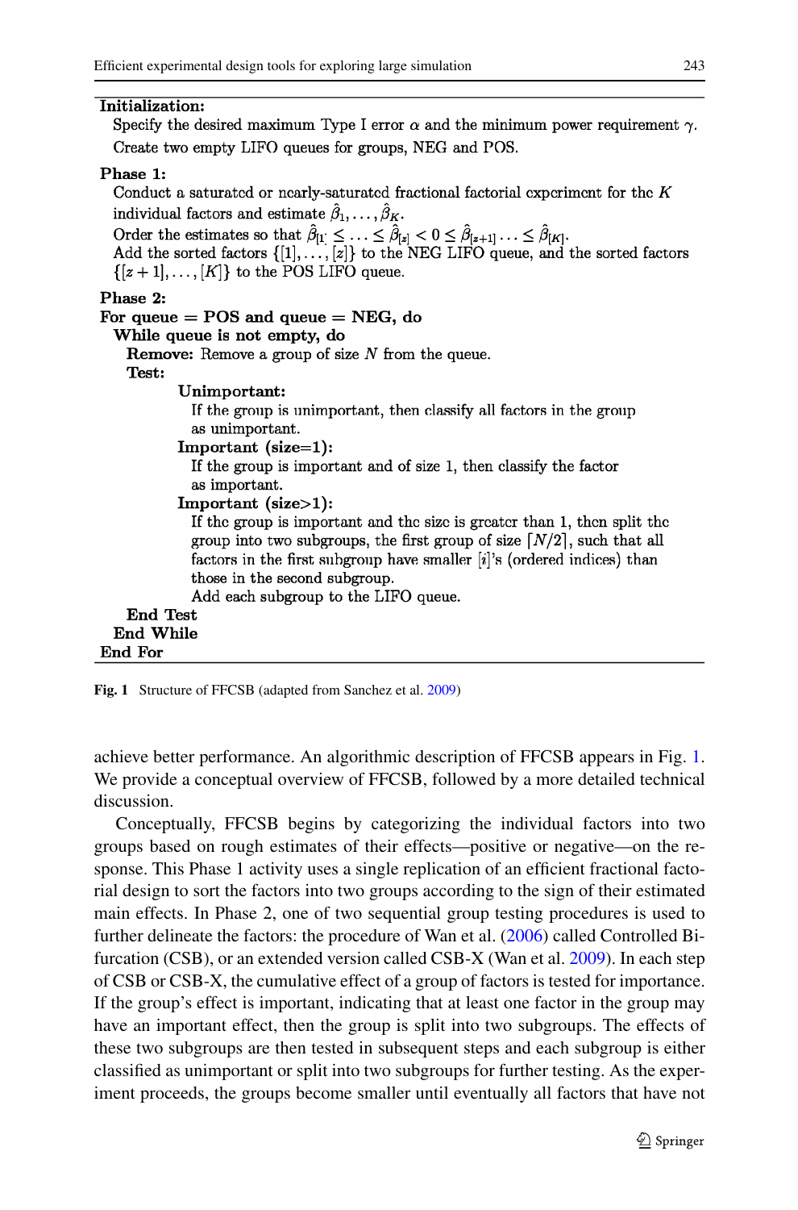**Initialization:**

Specify the desired maximum Type I error $\alpha$ and the minimum power requirement $\gamma$.

Create two empty LIFO queues for groups, NEG and POS.

**Phase 1:**

Conduct a saturated or nearly-saturated fractional factorial experiment for the $K$ individual factors and estimate $\hat{\beta}_1, \ldots, \hat{\beta}_K$.

Order the estimates so that $\hat{\beta}_{[1]} \leq \ldots \leq \hat{\beta}_{[z]} < 0 \leq \hat{\beta}_{[z+1]} \ldots \leq \hat{\beta}_{[K]}$.

Add the sorted factors $\{[1], \ldots, [z]\}$ to the NEG LIFO queue, and the sorted factors $\{[z+1], \ldots, [K]\}$ to the POS LIFO queue.

**Phase 2:**

**For queue = POS and queue = NEG, do**

**While queue is not empty, do**

**Remove:** Remove a group of size $N$ from the queue.

**Test:**

**Unimportant:**

If the group is unimportant, then classify all factors in the group as unimportant.

**Important (size=1):**

If the group is important and of size 1, then classify the factor as important.

**Important (size>1):**

If the group is important and the size is greater than 1, then split the group into two subgroups, the first group of size $\lceil N/2 \rceil$, such that all factors in the first subgroup have smaller $[i]$'s (ordered indices) than those in the second subgroup.

Add each subgroup to the LIFO queue.

**End Test**

**End While**

**End For**

**Fig. 1** Structure of FFCSB (adapted from Sanchez et al. 2009)

achieve better performance. An algorithmic description of FFCSB appears in Fig. 1. We provide a conceptual overview of FFCSB, followed by a more detailed technical discussion.

Conceptually, FFCSB begins by categorizing the individual factors into two groups based on rough estimates of their effects—positive or negative—on the response. This Phase 1 activity uses a single replication of an efficient fractional factorial design to sort the factors into two groups according to the sign of their estimated main effects. In Phase 2, one of two sequential group testing procedures is used to further delineate the factors: the procedure of Wan et al. (2006) called Controlled Bifurcation (CSB), or an extended version called CSB-X (Wan et al. 2009). In each step of CSB or CSB-X, the cumulative effect of a group of factors is tested for importance. If the group's effect is important, indicating that at least one factor in the group may have an important effect, then the group is split into two subgroups. The effects of these two subgroups are then tested in subsequent steps and each subgroup is either classified as unimportant or split into two subgroups for further testing. As the experiment proceeds, the groups become smaller until eventually all factors that have not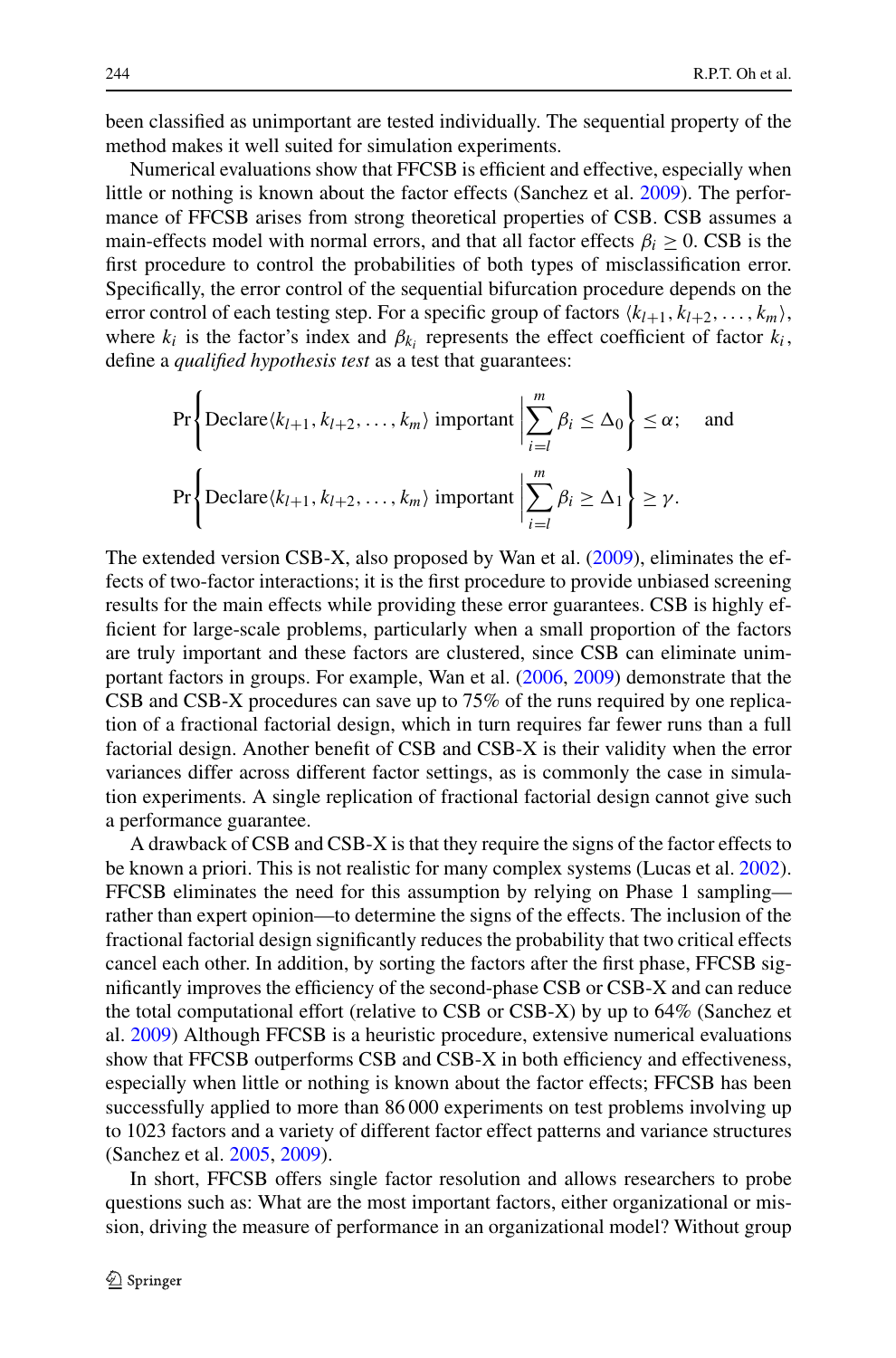been classified as unimportant are tested individually. The sequential property of the method makes it well suited for simulation experiments.

Numerical evaluations show that FFCSB is efficient and effective, especially when little or nothing is known about the factor effects (Sanchez et al. 2009). The performance of FFCSB arises from strong theoretical properties of CSB. CSB assumes a main-effects model with normal errors, and that all factor effects $\beta_i \geq 0$. CSB is the first procedure to control the probabilities of both types of misclassification error. Specifically, the error control of the sequential bifurcation procedure depends on the error control of each testing step. For a specific group of factors $\langle k_{l+1}, k_{l+2}, \ldots, k_m \rangle$, where $k_i$ is the factor's index and $\beta_{k_i}$ represents the effect coefficient of factor $k_i$, define a *qualified hypothesis test* as a test that guarantees:

$$\Pr\left\{ \text{Declare} \langle k_{l+1}, k_{l+2}, \ldots, k_m \rangle \text{ important} \,\middle|\, \sum_{i=l}^{m} \beta_i \leq \Delta_0 \right\} \leq \alpha; \quad \text{and}$$

$$\Pr\left\{ \text{Declare} \langle k_{l+1}, k_{l+2}, \ldots, k_m \rangle \text{ important} \,\middle|\, \sum_{i=l}^{m} \beta_i \geq \Delta_1 \right\} \geq \gamma.$$

The extended version CSB-X, also proposed by Wan et al. (2009), eliminates the effects of two-factor interactions; it is the first procedure to provide unbiased screening results for the main effects while providing these error guarantees. CSB is highly efficient for large-scale problems, particularly when a small proportion of the factors are truly important and these factors are clustered, since CSB can eliminate unimportant factors in groups. For example, Wan et al. (2006, 2009) demonstrate that the CSB and CSB-X procedures can save up to 75% of the runs required by one replication of a fractional factorial design, which in turn requires far fewer runs than a full factorial design. Another benefit of CSB and CSB-X is their validity when the error variances differ across different factor settings, as is commonly the case in simulation experiments. A single replication of fractional factorial design cannot give such a performance guarantee.

A drawback of CSB and CSB-X is that they require the signs of the factor effects to be known a priori. This is not realistic for many complex systems (Lucas et al. 2002). FFCSB eliminates the need for this assumption by relying on Phase 1 sampling—rather than expert opinion—to determine the signs of the effects. The inclusion of the fractional factorial design significantly reduces the probability that two critical effects cancel each other. In addition, by sorting the factors after the first phase, FFCSB significantly improves the efficiency of the second-phase CSB or CSB-X and can reduce the total computational effort (relative to CSB or CSB-X) by up to 64% (Sanchez et al. 2009) Although FFCSB is a heuristic procedure, extensive numerical evaluations show that FFCSB outperforms CSB and CSB-X in both efficiency and effectiveness, especially when little or nothing is known about the factor effects; FFCSB has been successfully applied to more than 86 000 experiments on test problems involving up to 1023 factors and a variety of different factor effect patterns and variance structures (Sanchez et al. 2005, 2009).

In short, FFCSB offers single factor resolution and allows researchers to probe questions such as: What are the most important factors, either organizational or mission, driving the measure of performance in an organizational model? Without group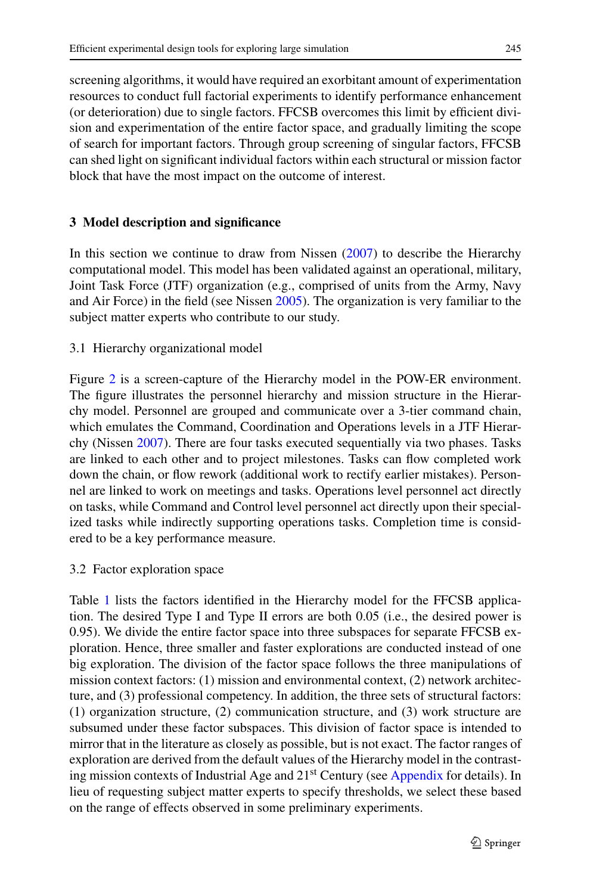screening algorithms, it would have required an exorbitant amount of experimentation resources to conduct full factorial experiments to identify performance enhancement (or deterioration) due to single factors. FFCSB overcomes this limit by efficient division and experimentation of the entire factor space, and gradually limiting the scope of search for important factors. Through group screening of singular factors, FFCSB can shed light on significant individual factors within each structural or mission factor block that have the most impact on the outcome of interest.

## 3 Model description and significance

In this section we continue to draw from Nissen (2007) to describe the Hierarchy computational model. This model has been validated against an operational, military, Joint Task Force (JTF) organization (e.g., comprised of units from the Army, Navy and Air Force) in the field (see Nissen 2005). The organization is very familiar to the subject matter experts who contribute to our study.

### 3.1 Hierarchy organizational model

Figure 2 is a screen-capture of the Hierarchy model in the POW-ER environment. The figure illustrates the personnel hierarchy and mission structure in the Hierarchy model. Personnel are grouped and communicate over a 3-tier command chain, which emulates the Command, Coordination and Operations levels in a JTF Hierarchy (Nissen 2007). There are four tasks executed sequentially via two phases. Tasks are linked to each other and to project milestones. Tasks can flow completed work down the chain, or flow rework (additional work to rectify earlier mistakes). Personnel are linked to work on meetings and tasks. Operations level personnel act directly on tasks, while Command and Control level personnel act directly upon their specialized tasks while indirectly supporting operations tasks. Completion time is considered to be a key performance measure.

### 3.2 Factor exploration space

Table 1 lists the factors identified in the Hierarchy model for the FFCSB application. The desired Type I and Type II errors are both 0.05 (i.e., the desired power is 0.95). We divide the entire factor space into three subspaces for separate FFCSB exploration. Hence, three smaller and faster explorations are conducted instead of one big exploration. The division of the factor space follows the three manipulations of mission context factors: (1) mission and environmental context, (2) network architecture, and (3) professional competency. In addition, the three sets of structural factors: (1) organization structure, (2) communication structure, and (3) work structure are subsumed under these factor subspaces. This division of factor space is intended to mirror that in the literature as closely as possible, but is not exact. The factor ranges of exploration are derived from the default values of the Hierarchy model in the contrasting mission contexts of Industrial Age and 21st Century (see Appendix for details). In lieu of requesting subject matter experts to specify thresholds, we select these based on the range of effects observed in some preliminary experiments.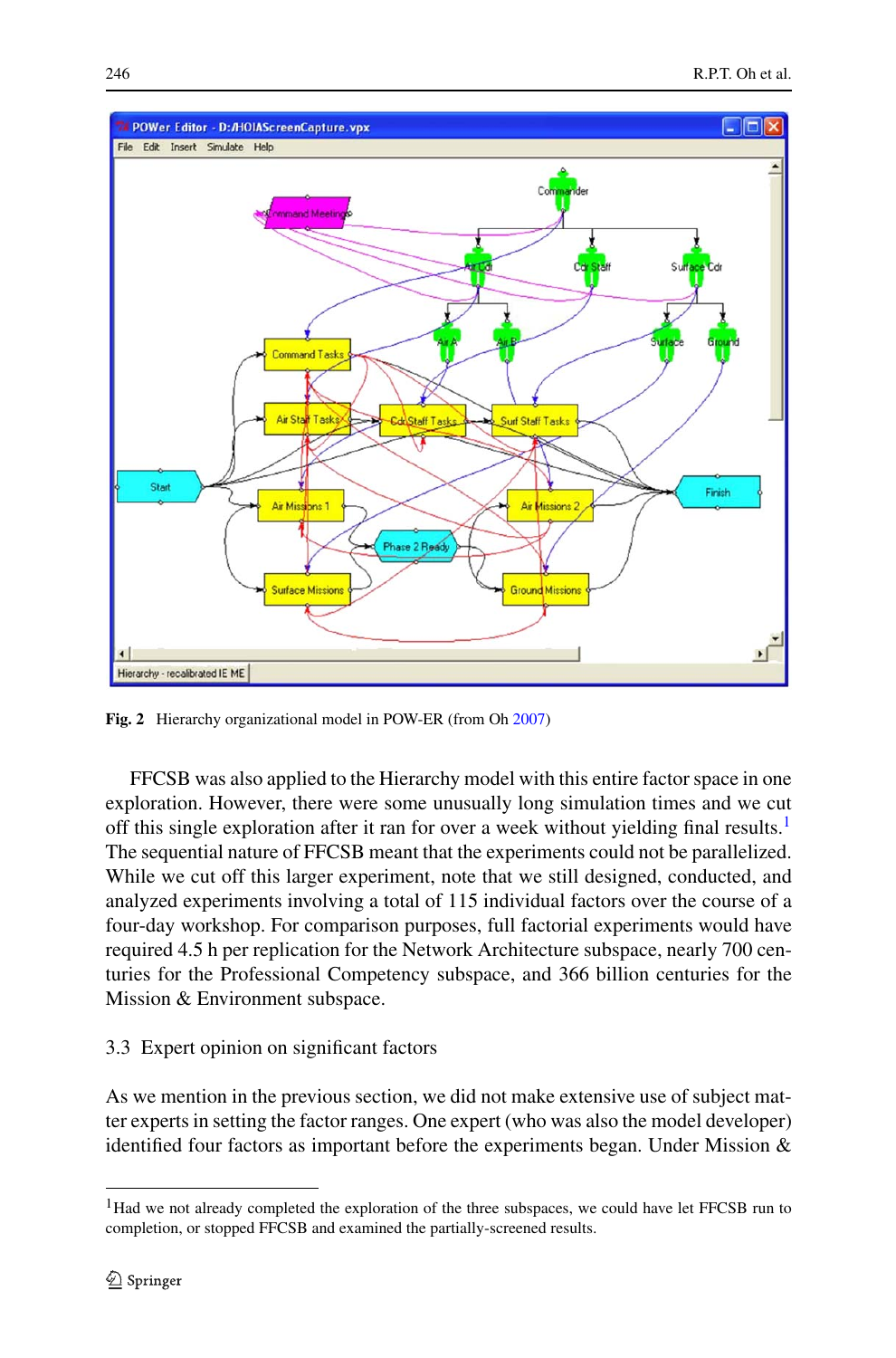**Fig. 2** Hierarchy organizational model in POW-ER (from Oh 2007)

FFCSB was also applied to the Hierarchy model with this entire factor space in one exploration. However, there were some unusually long simulation times and we cut off this single exploration after it ran for over a week without yielding final results.[1] The sequential nature of FFCSB meant that the experiments could not be parallelized. While we cut off this larger experiment, note that we still designed, conducted, and analyzed experiments involving a total of 115 individual factors over the course of a four-day workshop. For comparison purposes, full factorial experiments would have required 4.5 h per replication for the Network Architecture subspace, nearly 700 centuries for the Professional Competency subspace, and 366 billion centuries for the Mission & Environment subspace.

## 3.3 Expert opinion on significant factors

As we mention in the previous section, we did not make extensive use of subject matter experts in setting the factor ranges. One expert (who was also the model developer) identified four factors as important before the experiments began. Under Mission &

[1] Had we not already completed the exploration of the three subspaces, we could have let FFCSB run to completion, or stopped FFCSB and examined the partially-screened results.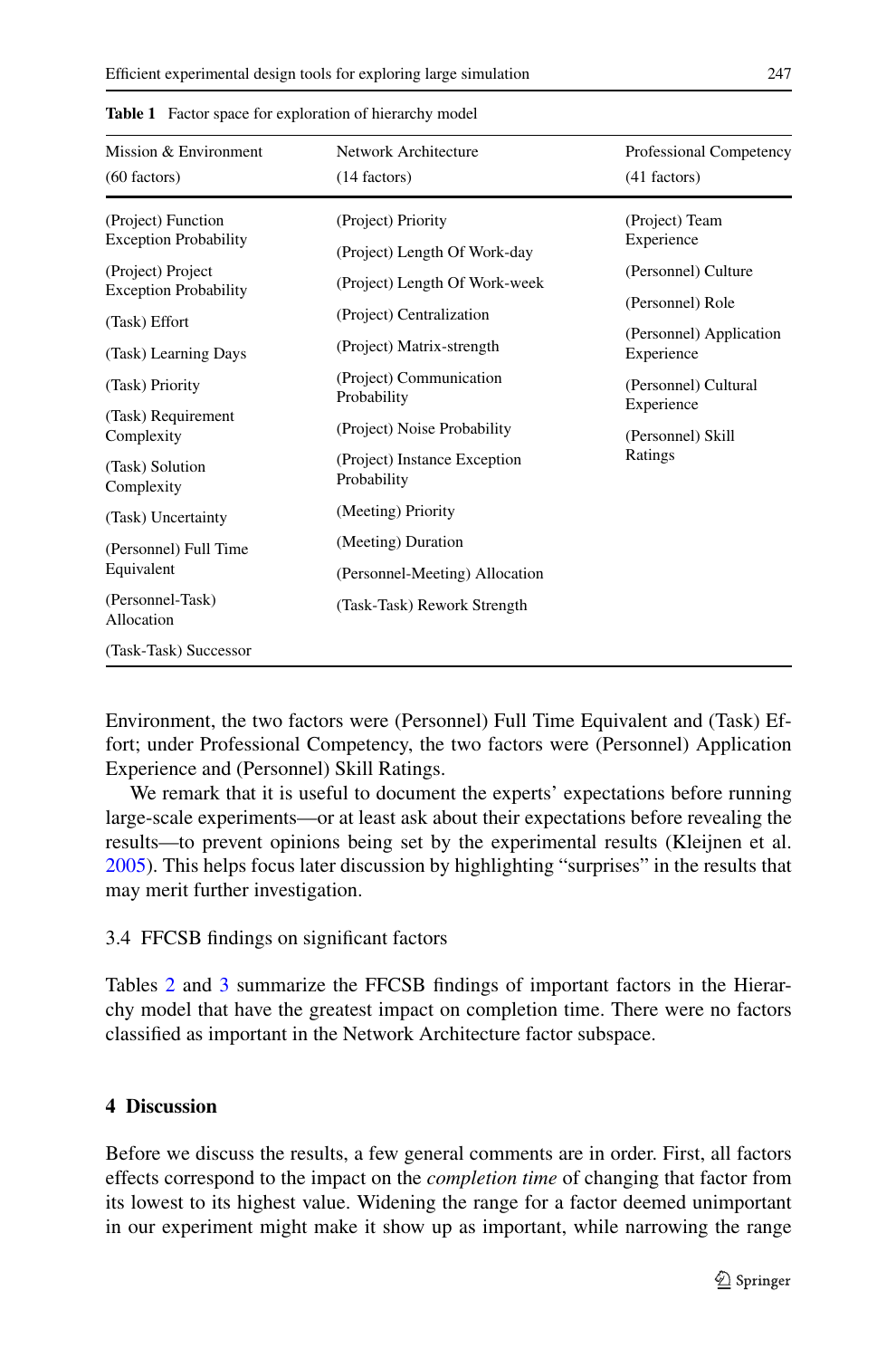**Table 1** Factor space for exploration of hierarchy model

| Mission & Environment (60 factors) | Network Architecture (14 factors) | Professional Competency (41 factors) |
|---|---|---|
| (Project) Function Exception Probability | (Project) Priority | (Project) Team Experience |
| (Project) Project Exception Probability | (Project) Length Of Work-day | (Personnel) Culture |
| (Task) Effort | (Project) Length Of Work-week | (Personnel) Role |
| (Task) Learning Days | (Project) Centralization | (Personnel) Application Experience |
| (Task) Priority | (Project) Matrix-strength | (Personnel) Cultural Experience |
| (Task) Requirement Complexity | (Project) Communication Probability | (Personnel) Skill Ratings |
| (Task) Solution Complexity | (Project) Noise Probability | |
| (Task) Uncertainty | (Project) Instance Exception Probability | |
| (Personnel) Full Time Equivalent | (Meeting) Priority | |
| (Personnel-Task) Allocation | (Meeting) Duration | |
| (Task-Task) Successor | (Personnel-Meeting) Allocation | |
| | (Task-Task) Rework Strength | |

Environment, the two factors were (Personnel) Full Time Equivalent and (Task) Effort; under Professional Competency, the two factors were (Personnel) Application Experience and (Personnel) Skill Ratings.

We remark that it is useful to document the experts' expectations before running large-scale experiments—or at least ask about their expectations before revealing the results—to prevent opinions being set by the experimental results (Kleijnen et al. 2005). This helps focus later discussion by highlighting "surprises" in the results that may merit further investigation.

### 3.4 FFCSB findings on significant factors

Tables 2 and 3 summarize the FFCSB findings of important factors in the Hierarchy model that have the greatest impact on completion time. There were no factors classified as important in the Network Architecture factor subspace.

## 4 Discussion

Before we discuss the results, a few general comments are in order. First, all factors effects correspond to the impact on the *completion time* of changing that factor from its lowest to its highest value. Widening the range for a factor deemed unimportant in our experiment might make it show up as important, while narrowing the range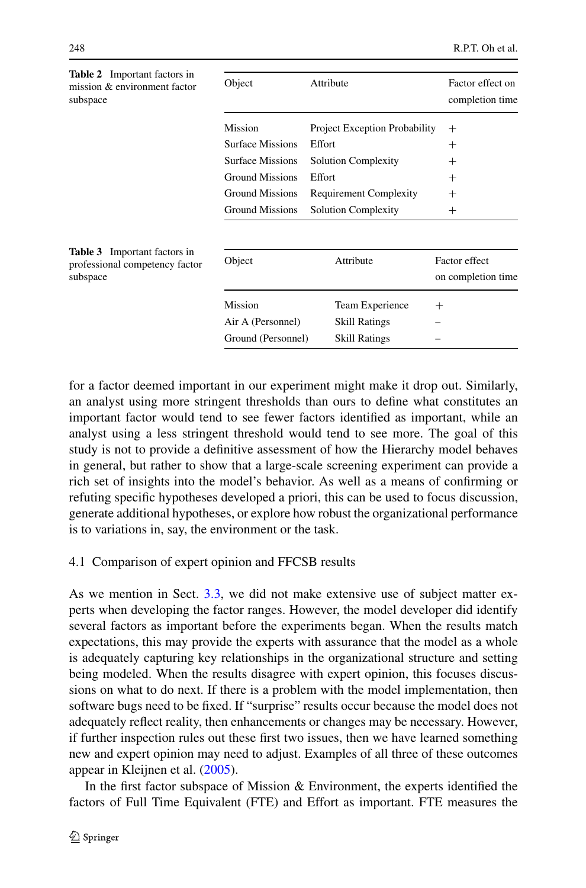**Table 2** Important factors in mission & environment factor subspace

| Object | Attribute | Factor effect on completion time |
|---|---|---|
| Mission | Project Exception Probability | + |
| Surface Missions | Effort | + |
| Surface Missions | Solution Complexity | + |
| Ground Missions | Effort | + |
| Ground Missions | Requirement Complexity | + |
| Ground Missions | Solution Complexity | + |

**Table 3** Important factors in professional competency factor subspace

| Object | Attribute | Factor effect on completion time |
|---|---|---|
| Mission | Team Experience | + |
| Air A (Personnel) | Skill Ratings | – |
| Ground (Personnel) | Skill Ratings | – |

for a factor deemed important in our experiment might make it drop out. Similarly, an analyst using more stringent thresholds than ours to define what constitutes an important factor would tend to see fewer factors identified as important, while an analyst using a less stringent threshold would tend to see more. The goal of this study is not to provide a definitive assessment of how the Hierarchy model behaves in general, but rather to show that a large-scale screening experiment can provide a rich set of insights into the model's behavior. As well as a means of confirming or refuting specific hypotheses developed a priori, this can be used to focus discussion, generate additional hypotheses, or explore how robust the organizational performance is to variations in, say, the environment or the task.

### 4.1 Comparison of expert opinion and FFCSB results

As we mention in Sect. 3.3, we did not make extensive use of subject matter experts when developing the factor ranges. However, the model developer did identify several factors as important before the experiments began. When the results match expectations, this may provide the experts with assurance that the model as a whole is adequately capturing key relationships in the organizational structure and setting being modeled. When the results disagree with expert opinion, this focuses discussions on what to do next. If there is a problem with the model implementation, then software bugs need to be fixed. If "surprise" results occur because the model does not adequately reflect reality, then enhancements or changes may be necessary. However, if further inspection rules out these first two issues, then we have learned something new and expert opinion may need to adjust. Examples of all three of these outcomes appear in Kleijnen et al. (2005).

In the first factor subspace of Mission & Environment, the experts identified the factors of Full Time Equivalent (FTE) and Effort as important. FTE measures the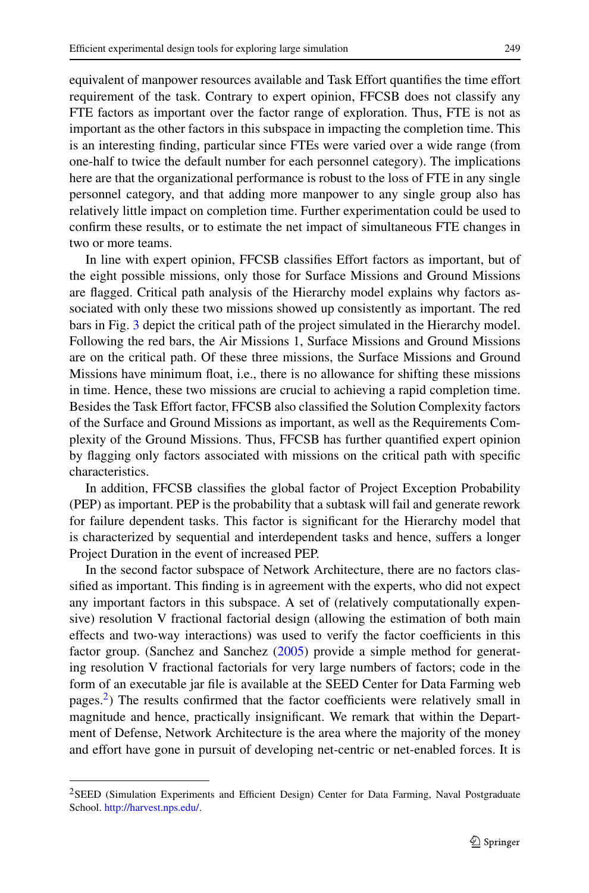equivalent of manpower resources available and Task Effort quantifies the time effort requirement of the task. Contrary to expert opinion, FFCSB does not classify any FTE factors as important over the factor range of exploration. Thus, FTE is not as important as the other factors in this subspace in impacting the completion time. This is an interesting finding, particular since FTEs were varied over a wide range (from one-half to twice the default number for each personnel category). The implications here are that the organizational performance is robust to the loss of FTE in any single personnel category, and that adding more manpower to any single group also has relatively little impact on completion time. Further experimentation could be used to confirm these results, or to estimate the net impact of simultaneous FTE changes in two or more teams.

In line with expert opinion, FFCSB classifies Effort factors as important, but of the eight possible missions, only those for Surface Missions and Ground Missions are flagged. Critical path analysis of the Hierarchy model explains why factors associated with only these two missions showed up consistently as important. The red bars in Fig. 3 depict the critical path of the project simulated in the Hierarchy model. Following the red bars, the Air Missions 1, Surface Missions and Ground Missions are on the critical path. Of these three missions, the Surface Missions and Ground Missions have minimum float, i.e., there is no allowance for shifting these missions in time. Hence, these two missions are crucial to achieving a rapid completion time. Besides the Task Effort factor, FFCSB also classified the Solution Complexity factors of the Surface and Ground Missions as important, as well as the Requirements Complexity of the Ground Missions. Thus, FFCSB has further quantified expert opinion by flagging only factors associated with missions on the critical path with specific characteristics.

In addition, FFCSB classifies the global factor of Project Exception Probability (PEP) as important. PEP is the probability that a subtask will fail and generate rework for failure dependent tasks. This factor is significant for the Hierarchy model that is characterized by sequential and interdependent tasks and hence, suffers a longer Project Duration in the event of increased PEP.

In the second factor subspace of Network Architecture, there are no factors classified as important. This finding is in agreement with the experts, who did not expect any important factors in this subspace. A set of (relatively computationally expensive) resolution V fractional factorial design (allowing the estimation of both main effects and two-way interactions) was used to verify the factor coefficients in this factor group. (Sanchez and Sanchez (2005) provide a simple method for generating resolution V fractional factorials for very large numbers of factors; code in the form of an executable jar file is available at the SEED Center for Data Farming web pages.[2]) The results confirmed that the factor coefficients were relatively small in magnitude and hence, practically insignificant. We remark that within the Department of Defense, Network Architecture is the area where the majority of the money and effort have gone in pursuit of developing net-centric or net-enabled forces. It is

[2] SEED (Simulation Experiments and Efficient Design) Center for Data Farming, Naval Postgraduate School. http://harvest.nps.edu/.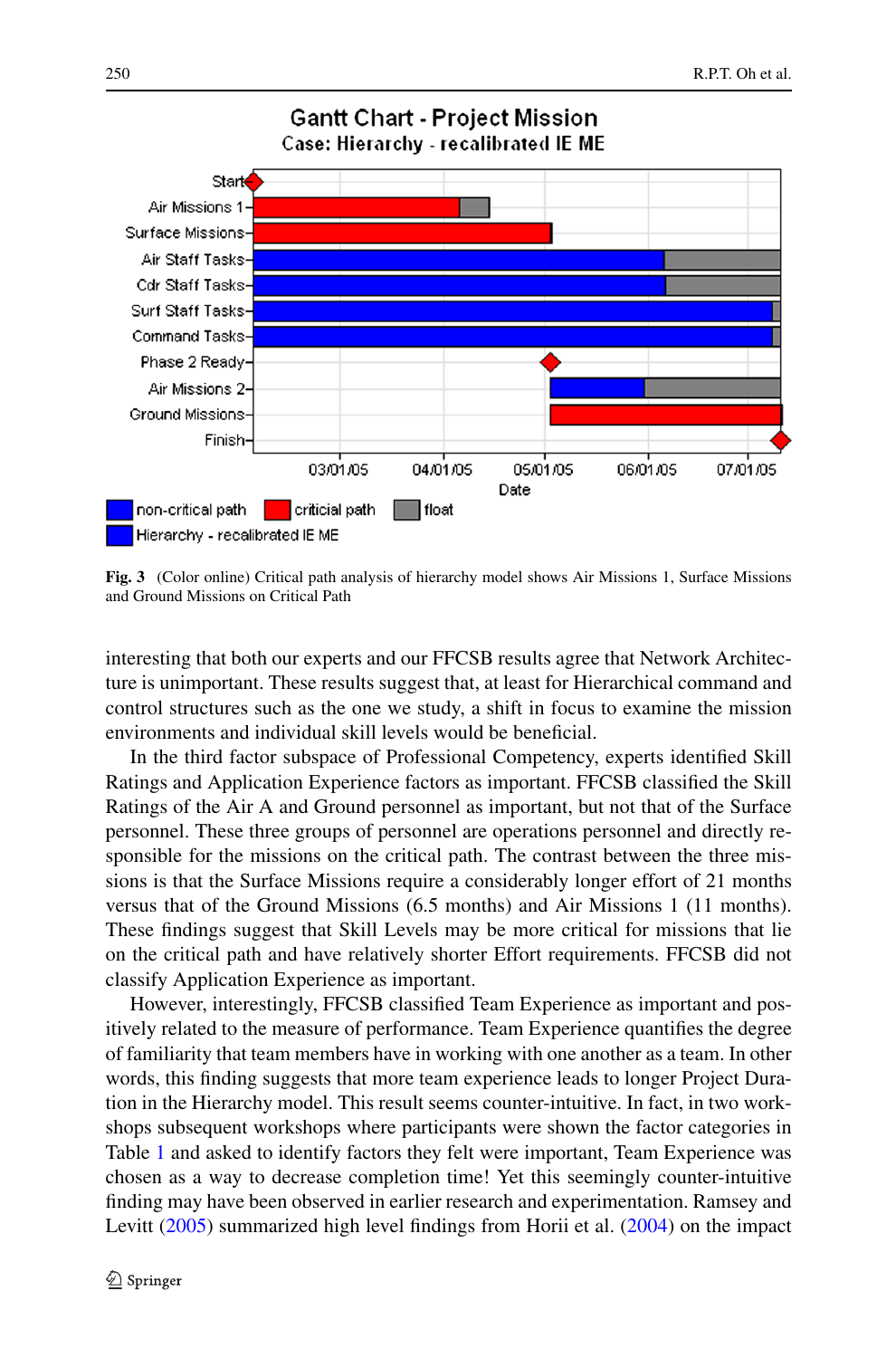Fig. 3 (Color online) Critical path analysis of hierarchy model shows Air Missions 1, Surface Missions and Ground Missions on Critical Path

interesting that both our experts and our FFCSB results agree that Network Architecture is unimportant. These results suggest that, at least for Hierarchical command and control structures such as the one we study, a shift in focus to examine the mission environments and individual skill levels would be beneficial.

In the third factor subspace of Professional Competency, experts identified Skill Ratings and Application Experience factors as important. FFCSB classified the Skill Ratings of the Air A and Ground personnel as important, but not that of the Surface personnel. These three groups of personnel are operations personnel and directly responsible for the missions on the critical path. The contrast between the three missions is that the Surface Missions require a considerably longer effort of 21 months versus that of the Ground Missions (6.5 months) and Air Missions 1 (11 months). These findings suggest that Skill Levels may be more critical for missions that lie on the critical path and have relatively shorter Effort requirements. FFCSB did not classify Application Experience as important.

However, interestingly, FFCSB classified Team Experience as important and positively related to the measure of performance. Team Experience quantifies the degree of familiarity that team members have in working with one another as a team. In other words, this finding suggests that more team experience leads to longer Project Duration in the Hierarchy model. This result seems counter-intuitive. In fact, in two workshops subsequent workshops where participants were shown the factor categories in Table 1 and asked to identify factors they felt were important, Team Experience was chosen as a way to decrease completion time! Yet this seemingly counter-intuitive finding may have been observed in earlier research and experimentation. Ramsey and Levitt (2005) summarized high level findings from Horii et al. (2004) on the impact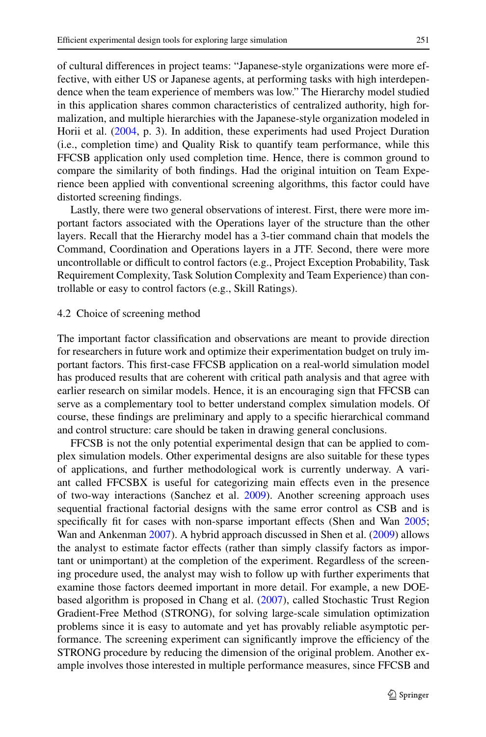of cultural differences in project teams: "Japanese-style organizations were more effective, with either US or Japanese agents, at performing tasks with high interdependence when the team experience of members was low." The Hierarchy model studied in this application shares common characteristics of centralized authority, high formalization, and multiple hierarchies with the Japanese-style organization modeled in Horii et al. (2004, p. 3). In addition, these experiments had used Project Duration (i.e., completion time) and Quality Risk to quantify team performance, while this FFCSB application only used completion time. Hence, there is common ground to compare the similarity of both findings. Had the original intuition on Team Experience been applied with conventional screening algorithms, this factor could have distorted screening findings.

Lastly, there were two general observations of interest. First, there were more important factors associated with the Operations layer of the structure than the other layers. Recall that the Hierarchy model has a 3-tier command chain that models the Command, Coordination and Operations layers in a JTF. Second, there were more uncontrollable or difficult to control factors (e.g., Project Exception Probability, Task Requirement Complexity, Task Solution Complexity and Team Experience) than controllable or easy to control factors (e.g., Skill Ratings).

### 4.2 Choice of screening method

The important factor classification and observations are meant to provide direction for researchers in future work and optimize their experimentation budget on truly important factors. This first-case FFCSB application on a real-world simulation model has produced results that are coherent with critical path analysis and that agree with earlier research on similar models. Hence, it is an encouraging sign that FFCSB can serve as a complementary tool to better understand complex simulation models. Of course, these findings are preliminary and apply to a specific hierarchical command and control structure: care should be taken in drawing general conclusions.

FFCSB is not the only potential experimental design that can be applied to complex simulation models. Other experimental designs are also suitable for these types of applications, and further methodological work is currently underway. A variant called FFCSBX is useful for categorizing main effects even in the presence of two-way interactions (Sanchez et al. 2009). Another screening approach uses sequential fractional factorial designs with the same error control as CSB and is specifically fit for cases with non-sparse important effects (Shen and Wan 2005; Wan and Ankenman 2007). A hybrid approach discussed in Shen et al. (2009) allows the analyst to estimate factor effects (rather than simply classify factors as important or unimportant) at the completion of the experiment. Regardless of the screening procedure used, the analyst may wish to follow up with further experiments that examine those factors deemed important in more detail. For example, a new DOE-based algorithm is proposed in Chang et al. (2007), called Stochastic Trust Region Gradient-Free Method (STRONG), for solving large-scale simulation optimization problems since it is easy to automate and yet has provably reliable asymptotic performance. The screening experiment can significantly improve the efficiency of the STRONG procedure by reducing the dimension of the original problem. Another example involves those interested in multiple performance measures, since FFCSB and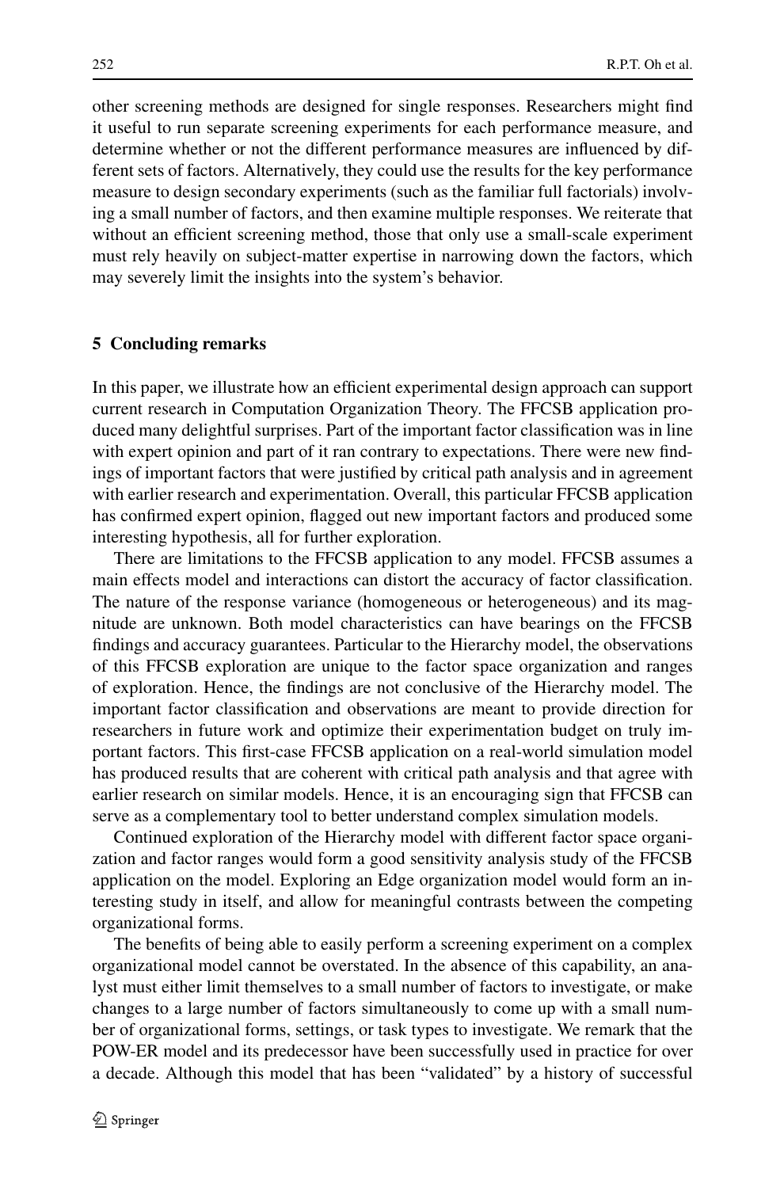other screening methods are designed for single responses. Researchers might find it useful to run separate screening experiments for each performance measure, and determine whether or not the different performance measures are influenced by different sets of factors. Alternatively, they could use the results for the key performance measure to design secondary experiments (such as the familiar full factorials) involving a small number of factors, and then examine multiple responses. We reiterate that without an efficient screening method, those that only use a small-scale experiment must rely heavily on subject-matter expertise in narrowing down the factors, which may severely limit the insights into the system's behavior.

## 5 Concluding remarks

In this paper, we illustrate how an efficient experimental design approach can support current research in Computation Organization Theory. The FFCSB application produced many delightful surprises. Part of the important factor classification was in line with expert opinion and part of it ran contrary to expectations. There were new findings of important factors that were justified by critical path analysis and in agreement with earlier research and experimentation. Overall, this particular FFCSB application has confirmed expert opinion, flagged out new important factors and produced some interesting hypothesis, all for further exploration.

There are limitations to the FFCSB application to any model. FFCSB assumes a main effects model and interactions can distort the accuracy of factor classification. The nature of the response variance (homogeneous or heterogeneous) and its magnitude are unknown. Both model characteristics can have bearings on the FFCSB findings and accuracy guarantees. Particular to the Hierarchy model, the observations of this FFCSB exploration are unique to the factor space organization and ranges of exploration. Hence, the findings are not conclusive of the Hierarchy model. The important factor classification and observations are meant to provide direction for researchers in future work and optimize their experimentation budget on truly important factors. This first-case FFCSB application on a real-world simulation model has produced results that are coherent with critical path analysis and that agree with earlier research on similar models. Hence, it is an encouraging sign that FFCSB can serve as a complementary tool to better understand complex simulation models.

Continued exploration of the Hierarchy model with different factor space organization and factor ranges would form a good sensitivity analysis study of the FFCSB application on the model. Exploring an Edge organization model would form an interesting study in itself, and allow for meaningful contrasts between the competing organizational forms.

The benefits of being able to easily perform a screening experiment on a complex organizational model cannot be overstated. In the absence of this capability, an analyst must either limit themselves to a small number of factors to investigate, or make changes to a large number of factors simultaneously to come up with a small number of organizational forms, settings, or task types to investigate. We remark that the POW-ER model and its predecessor have been successfully used in practice for over a decade. Although this model that has been "validated" by a history of successful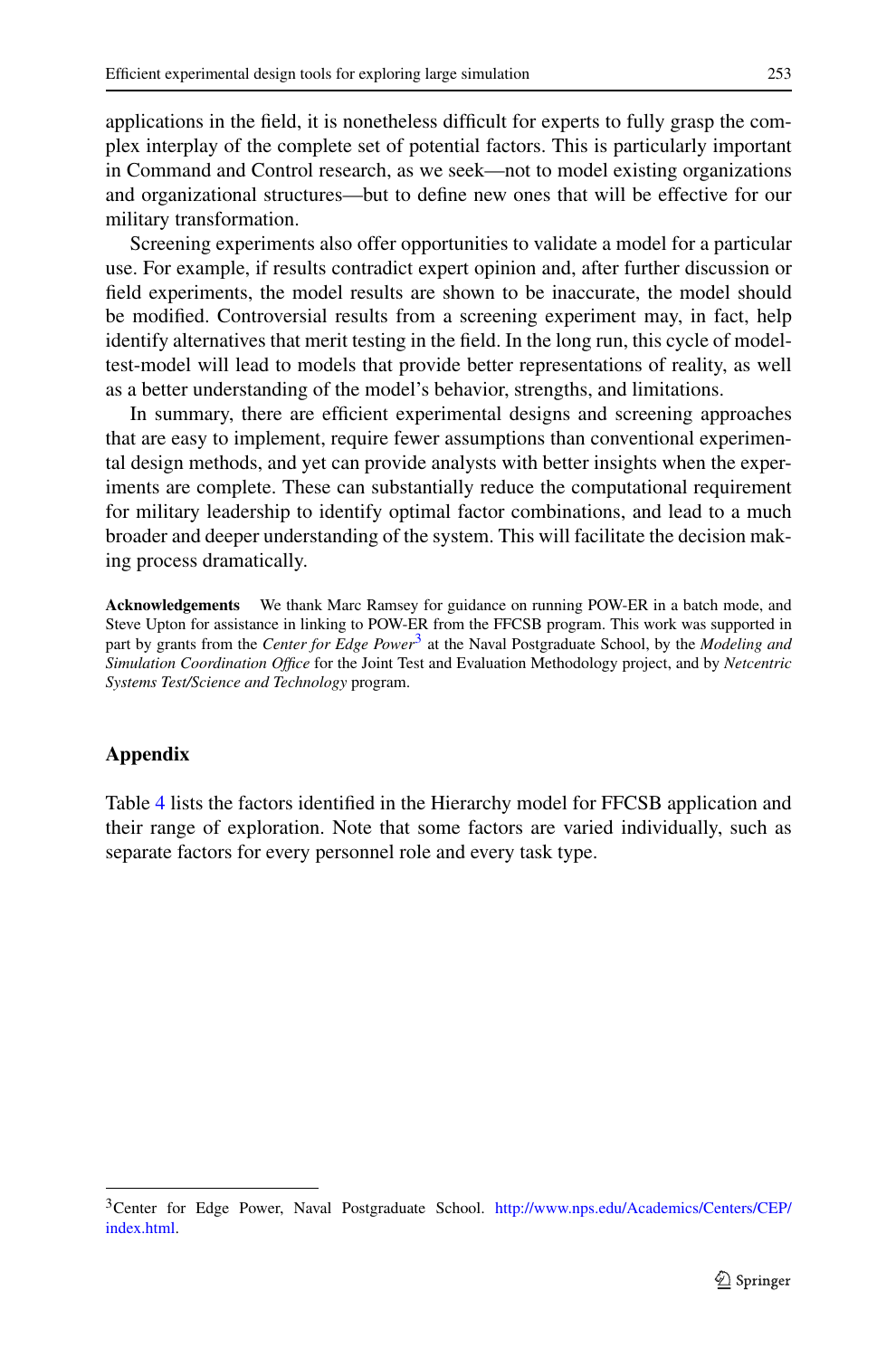applications in the field, it is nonetheless difficult for experts to fully grasp the complex interplay of the complete set of potential factors. This is particularly important in Command and Control research, as we seek—not to model existing organizations and organizational structures—but to define new ones that will be effective for our military transformation.

Screening experiments also offer opportunities to validate a model for a particular use. For example, if results contradict expert opinion and, after further discussion or field experiments, the model results are shown to be inaccurate, the model should be modified. Controversial results from a screening experiment may, in fact, help identify alternatives that merit testing in the field. In the long run, this cycle of model-test-model will lead to models that provide better representations of reality, as well as a better understanding of the model's behavior, strengths, and limitations.

In summary, there are efficient experimental designs and screening approaches that are easy to implement, require fewer assumptions than conventional experimental design methods, and yet can provide analysts with better insights when the experiments are complete. These can substantially reduce the computational requirement for military leadership to identify optimal factor combinations, and lead to a much broader and deeper understanding of the system. This will facilitate the decision making process dramatically.

**Acknowledgements** We thank Marc Ramsey for guidance on running POW-ER in a batch mode, and Steve Upton for assistance in linking to POW-ER from the FFCSB program. This work was supported in part by grants from the *Center for Edge Power*[3] at the Naval Postgraduate School, by the *Modeling and Simulation Coordination Office* for the Joint Test and Evaluation Methodology project, and by *Netcentric Systems Test/Science and Technology* program.

## Appendix

Table 4 lists the factors identified in the Hierarchy model for FFCSB application and their range of exploration. Note that some factors are varied individually, such as separate factors for every personnel role and every task type.

[3] Center for Edge Power, Naval Postgraduate School. http://www.nps.edu/Academics/Centers/CEP/index.html.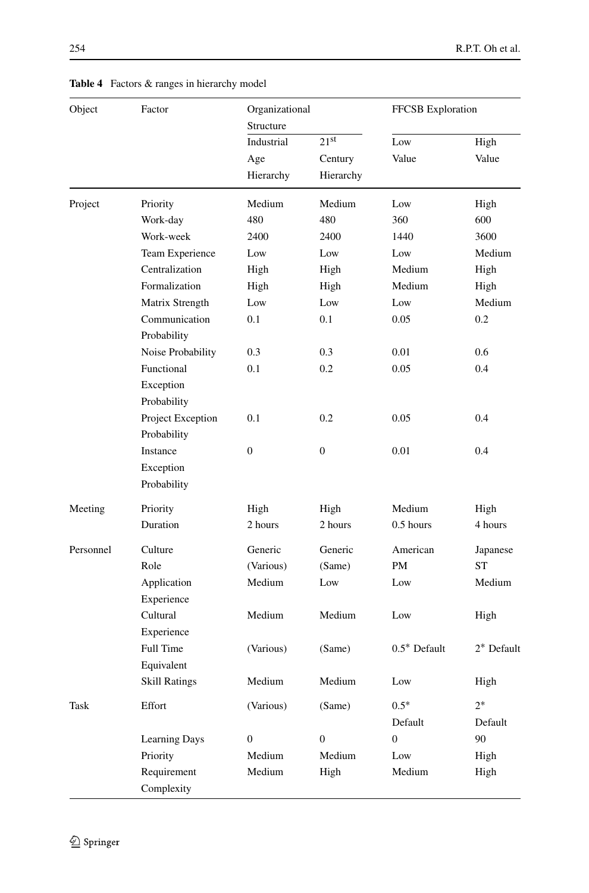**Table 4** Factors & ranges in hierarchy model

| Object | Factor | Organizational Structure | | FFCSB Exploration | |
|---|---|---|---|---|---|
| | | Industrial Age Hierarchy | 21st Century Hierarchy | Low Value | High Value |
| Project | Priority | Medium | Medium | Low | High |
| | Work-day | 480 | 480 | 360 | 600 |
| | Work-week | 2400 | 2400 | 1440 | 3600 |
| | Team Experience | Low | Low | Low | Medium |
| | Centralization | High | High | Medium | High |
| | Formalization | High | High | Medium | High |
| | Matrix Strength | Low | Low | Low | Medium |
| | Communication Probability | 0.1 | 0.1 | 0.05 | 0.2 |
| | Noise Probability | 0.3 | 0.3 | 0.01 | 0.6 |
| | Functional Exception Probability | 0.1 | 0.2 | 0.05 | 0.4 |
| | Project Exception Probability | 0.1 | 0.2 | 0.05 | 0.4 |
| | Instance Exception Probability | 0 | 0 | 0.01 | 0.4 |
| Meeting | Priority | High | High | Medium | High |
| | Duration | 2 hours | 2 hours | 0.5 hours | 4 hours |
| Personnel | Culture | Generic | Generic | American | Japanese |
| | Role | (Various) | (Same) | PM | ST |
| | Application Experience | Medium | Low | Low | Medium |
| | Cultural Experience | Medium | Medium | Low | High |
| | Full Time Equivalent | (Various) | (Same) | 0.5* Default | 2* Default |
| | Skill Ratings | Medium | Medium | Low | High |
| Task | Effort | (Various) | (Same) | 0.5* Default | 2* Default |
| | Learning Days | 0 | 0 | 0 | 90 |
| | Priority | Medium | Medium | Low | High |
| | Requirement Complexity | Medium | High | Medium | High |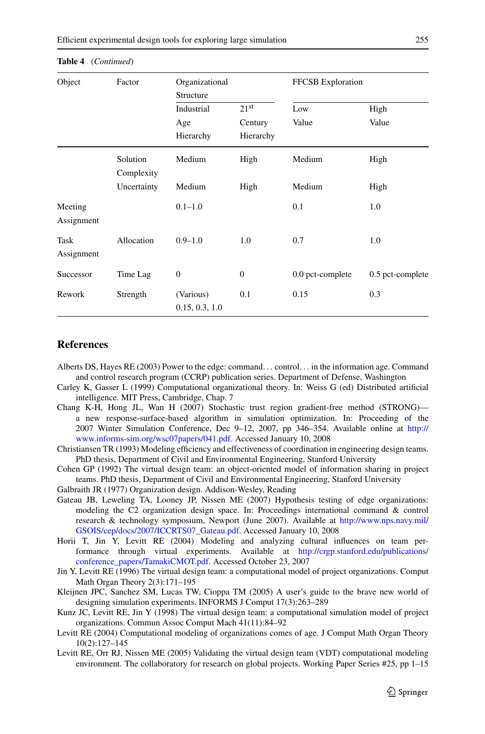**Table 4** (*Continued*)

| Object | Factor | Organizational Structure | | FFCSB Exploration | |
|---|---|---|---|---|---|
| | | Industrial Age Hierarchy | $21^{st}$ Century Hierarchy | Low Value | High Value |
| | Solution Complexity | Medium | High | Medium | High |
| | Uncertainty | Medium | High | Medium | High |
| Meeting Assignment | | 0.1–1.0 | | 0.1 | 1.0 |
| Task Assignment | Allocation | 0.9–1.0 | 1.0 | 0.7 | 1.0 |
| Successor | Time Lag | 0 | 0 | 0.0 pct-complete | 0.5 pct-complete |
| Rework | Strength | (Various) 0.15, 0.3, 1.0 | 0.1 | 0.15 | 0.3 |

## References

Alberts DS, Hayes RE (2003) Power to the edge: command... control... in the information age. Command and control research program (CCRP) publication series. Department of Defense, Washington

Carley K, Gasser L (1999) Computational organizational theory. In: Weiss G (ed) Distributed artificial intelligence. MIT Press, Cambridge, Chap. 7

Chang K-H, Hong JL, Wan H (2007) Stochastic trust region gradient-free method (STRONG)—a new response-surface-based algorithm in simulation optimization. In: Proceeding of the 2007 Winter Simulation Conference, Dec 9–12, 2007, pp 346–354. Available online at http://www.informs-sim.org/wsc07papers/041.pdf. Accessed January 10, 2008

Christiansen TR (1993) Modeling efficiency and effectiveness of coordination in engineering design teams. PhD thesis, Department of Civil and Environmental Engineering, Stanford University

Cohen GP (1992) The virtual design team: an object-oriented model of information sharing in project teams. PhD thesis, Department of Civil and Environmental Engineering, Stanford University

Galbraith JR (1977) Organization design. Addison-Wesley, Reading

Gateau JB, Leweling TA, Looney JP, Nissen ME (2007) Hypothesis testing of edge organizations: modeling the C2 organization design space. In: Proceedings international command & control research & technology symposium, Newport (June 2007). Available at http://www.nps.navy.mil/GSOIS/cep/docs/2007/ICCRTS07_Gateau.pdf. Accessed January 10, 2008

Horii T, Jin Y, Levitt RE (2004) Modeling and analyzing cultural influences on team performance through virtual experiments. Available at http://crgp.stanford.edu/publications/conference_papers/TamakiCMOT.pdf. Accessed October 23, 2007

Jin Y, Levitt RE (1996) The virtual design team: a computational model of project organizations. Comput Math Organ Theory 2(3):171–195

Kleijnen JPC, Sanchez SM, Lucas TW, Cioppa TM (2005) A user's guide to the brave new world of designing simulation experiments. INFORMS J Comput 17(3):263–289

Kunz JC, Levitt RE, Jin Y (1998) The virtual design team: a computational simulation model of project organizations. Commun Assoc Comput Mach 41(11):84–92

Levitt RE (2004) Computational modeling of organizations comes of age. J Comput Math Organ Theory 10(2):127–145

Levitt RE, Orr RJ, Nissen ME (2005) Validating the virtual design team (VDT) computational modeling environment. The collaboratory for research on global projects. Working Paper Series #25, pp 1–15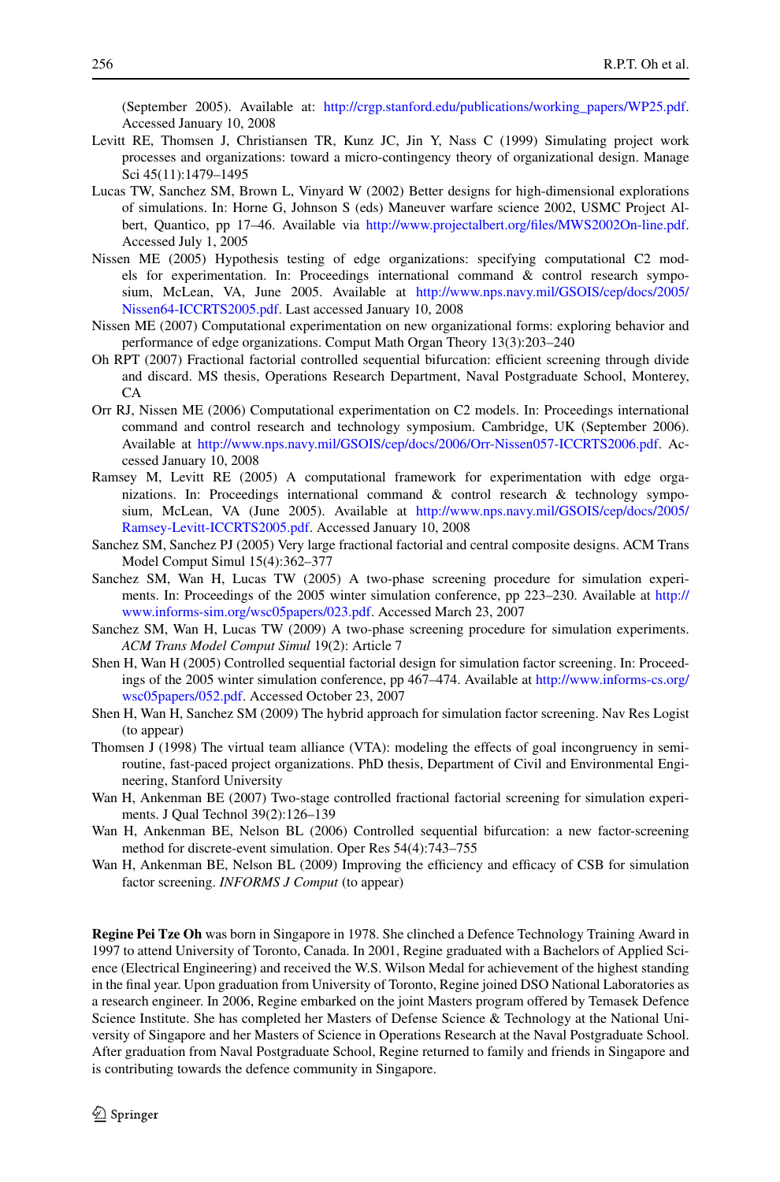(September 2005). Available at: http://crgp.stanford.edu/publications/working_papers/WP25.pdf. Accessed January 10, 2008

Levitt RE, Thomsen J, Christiansen TR, Kunz JC, Jin Y, Nass C (1999) Simulating project work processes and organizations: toward a micro-contingency theory of organizational design. Manage Sci 45(11):1479–1495

Lucas TW, Sanchez SM, Brown L, Vinyard W (2002) Better designs for high-dimensional explorations of simulations. In: Horne G, Johnson S (eds) Maneuver warfare science 2002, USMC Project Albert, Quantico, pp 17–46. Available via http://www.projectalbert.org/files/MWS2002On-line.pdf. Accessed July 1, 2005

Nissen ME (2005) Hypothesis testing of edge organizations: specifying computational C2 models for experimentation. In: Proceedings international command & control research symposium, McLean, VA, June 2005. Available at http://www.nps.navy.mil/GSOIS/cep/docs/2005/Nissen64-ICCRTS2005.pdf. Last accessed January 10, 2008

Nissen ME (2007) Computational experimentation on new organizational forms: exploring behavior and performance of edge organizations. Comput Math Organ Theory 13(3):203–240

Oh RPT (2007) Fractional factorial controlled sequential bifurcation: efficient screening through divide and discard. MS thesis, Operations Research Department, Naval Postgraduate School, Monterey, CA

Orr RJ, Nissen ME (2006) Computational experimentation on C2 models. In: Proceedings international command and control research and technology symposium. Cambridge, UK (September 2006). Available at http://www.nps.navy.mil/GSOIS/cep/docs/2006/Orr-Nissen057-ICCRTS2006.pdf. Accessed January 10, 2008

Ramsey M, Levitt RE (2005) A computational framework for experimentation with edge organizations. In: Proceedings international command & control research & technology symposium, McLean, VA (June 2005). Available at http://www.nps.navy.mil/GSOIS/cep/docs/2005/Ramsey-Levitt-ICCRTS2005.pdf. Accessed January 10, 2008

Sanchez SM, Sanchez PJ (2005) Very large fractional factorial and central composite designs. ACM Trans Model Comput Simul 15(4):362–377

Sanchez SM, Wan H, Lucas TW (2005) A two-phase screening procedure for simulation experiments. In: Proceedings of the 2005 winter simulation conference, pp 223–230. Available at http://www.informs-sim.org/wsc05papers/023.pdf. Accessed March 23, 2007

Sanchez SM, Wan H, Lucas TW (2009) A two-phase screening procedure for simulation experiments. *ACM Trans Model Comput Simul* 19(2): Article 7

Shen H, Wan H (2005) Controlled sequential factorial design for simulation factor screening. In: Proceedings of the 2005 winter simulation conference, pp 467–474. Available at http://www.informs-cs.org/wsc05papers/052.pdf. Accessed October 23, 2007

Shen H, Wan H, Sanchez SM (2009) The hybrid approach for simulation factor screening. Nav Res Logist (to appear)

Thomsen J (1998) The virtual team alliance (VTA): modeling the effects of goal incongruency in semi-routine, fast-paced project organizations. PhD thesis, Department of Civil and Environmental Engineering, Stanford University

Wan H, Ankenman BE (2007) Two-stage controlled fractional factorial screening for simulation experiments. J Qual Technol 39(2):126–139

Wan H, Ankenman BE, Nelson BL (2006) Controlled sequential bifurcation: a new factor-screening method for discrete-event simulation. Oper Res 54(4):743–755

Wan H, Ankenman BE, Nelson BL (2009) Improving the efficiency and efficacy of CSB for simulation factor screening. *INFORMS J Comput* (to appear)

**Regine Pei Tze Oh** was born in Singapore in 1978. She clinched a Defence Technology Training Award in 1997 to attend University of Toronto, Canada. In 2001, Regine graduated with a Bachelors of Applied Science (Electrical Engineering) and received the W.S. Wilson Medal for achievement of the highest standing in the final year. Upon graduation from University of Toronto, Regine joined DSO National Laboratories as a research engineer. In 2006, Regine embarked on the joint Masters program offered by Temasek Defence Science Institute. She has completed her Masters of Defense Science & Technology at the National University of Singapore and her Masters of Science in Operations Research at the Naval Postgraduate School. After graduation from Naval Postgraduate School, Regine returned to family and friends in Singapore and is contributing towards the defence community in Singapore.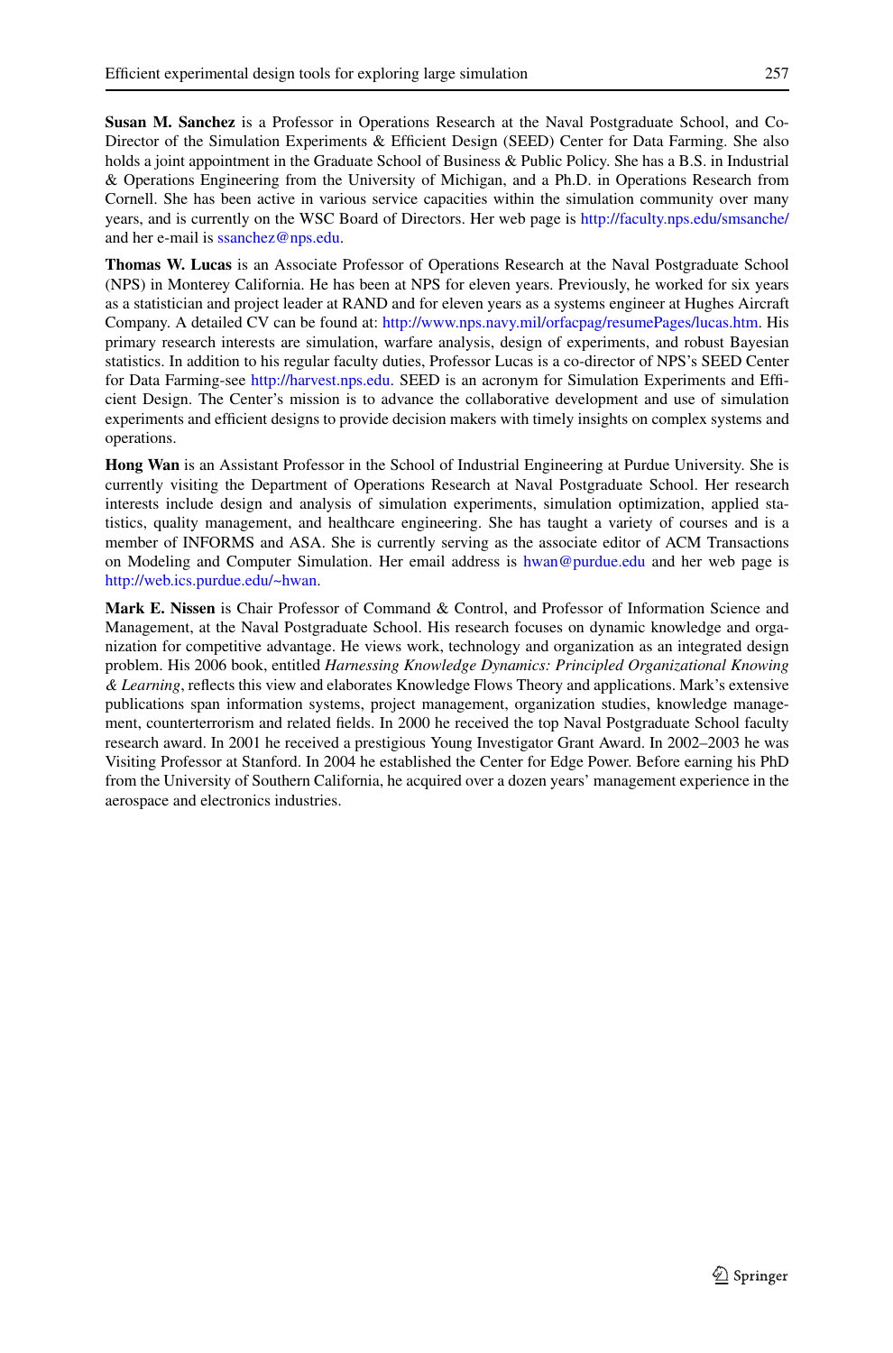**Susan M. Sanchez** is a Professor in Operations Research at the Naval Postgraduate School, and Co-Director of the Simulation Experiments & Efficient Design (SEED) Center for Data Farming. She also holds a joint appointment in the Graduate School of Business & Public Policy. She has a B.S. in Industrial & Operations Engineering from the University of Michigan, and a Ph.D. in Operations Research from Cornell. She has been active in various service capacities within the simulation community over many years, and is currently on the WSC Board of Directors. Her web page is http://faculty.nps.edu/smsanche/ and her e-mail is ssanchez@nps.edu.

**Thomas W. Lucas** is an Associate Professor of Operations Research at the Naval Postgraduate School (NPS) in Monterey California. He has been at NPS for eleven years. Previously, he worked for six years as a statistician and project leader at RAND and for eleven years as a systems engineer at Hughes Aircraft Company. A detailed CV can be found at: http://www.nps.navy.mil/orfacpag/resumePages/lucas.htm. His primary research interests are simulation, warfare analysis, design of experiments, and robust Bayesian statistics. In addition to his regular faculty duties, Professor Lucas is a co-director of NPS's SEED Center for Data Farming-see http://harvest.nps.edu. SEED is an acronym for Simulation Experiments and Efficient Design. The Center's mission is to advance the collaborative development and use of simulation experiments and efficient designs to provide decision makers with timely insights on complex systems and operations.

**Hong Wan** is an Assistant Professor in the School of Industrial Engineering at Purdue University. She is currently visiting the Department of Operations Research at Naval Postgraduate School. Her research interests include design and analysis of simulation experiments, simulation optimization, applied statistics, quality management, and healthcare engineering. She has taught a variety of courses and is a member of INFORMS and ASA. She is currently serving as the associate editor of ACM Transactions on Modeling and Computer Simulation. Her email address is hwan@purdue.edu and her web page is http://web.ics.purdue.edu/~hwan.

**Mark E. Nissen** is Chair Professor of Command & Control, and Professor of Information Science and Management, at the Naval Postgraduate School. His research focuses on dynamic knowledge and organization for competitive advantage. He views work, technology and organization as an integrated design problem. His 2006 book, entitled *Harnessing Knowledge Dynamics: Principled Organizational Knowing & Learning*, reflects this view and elaborates Knowledge Flows Theory and applications. Mark's extensive publications span information systems, project management, organization studies, knowledge management, counterterrorism and related fields. In 2000 he received the top Naval Postgraduate School faculty research award. In 2001 he received a prestigious Young Investigator Grant Award. In 2002–2003 he was Visiting Professor at Stanford. In 2004 he established the Center for Edge Power. Before earning his PhD from the University of Southern California, he acquired over a dozen years' management experience in the aerospace and electronics industries.